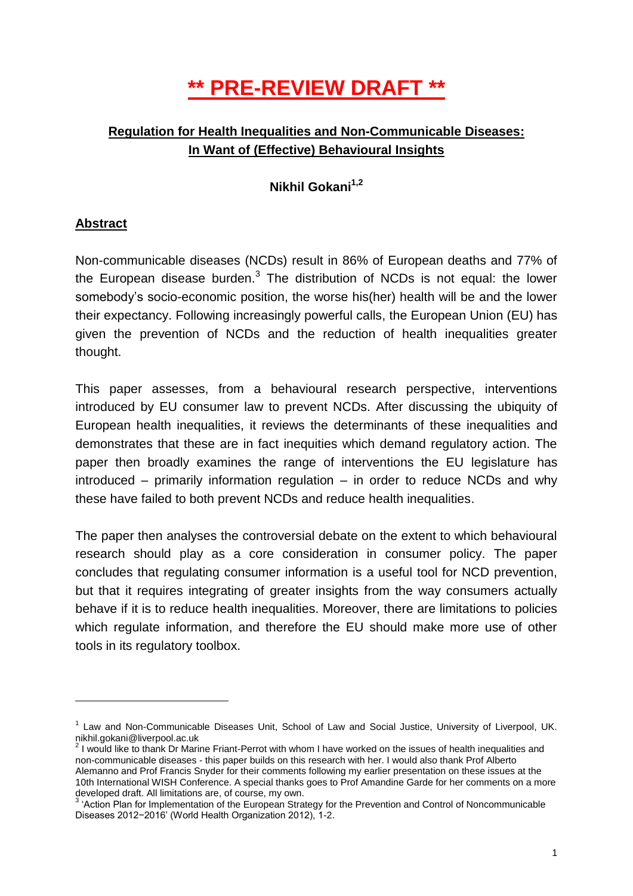# ** PRE-REVIEW DRAFT **

## Regulation for Health Inequalities and Non-Communicable Diseases: In Want of (Effective) Behavioural Insights

**Nikhil Gokani[1,2]**

### Abstract

Non-communicable diseases (NCDs) result in 86% of European deaths and 77% of the European disease burden.[3] The distribution of NCDs is not equal: the lower somebody's socio-economic position, the worse his(her) health will be and the lower their expectancy. Following increasingly powerful calls, the European Union (EU) has given the prevention of NCDs and the reduction of health inequalities greater thought.

This paper assesses, from a behavioural research perspective, interventions introduced by EU consumer law to prevent NCDs. After discussing the ubiquity of European health inequalities, it reviews the determinants of these inequalities and demonstrates that these are in fact inequities which demand regulatory action. The paper then broadly examines the range of interventions the EU legislature has introduced – primarily information regulation – in order to reduce NCDs and why these have failed to both prevent NCDs and reduce health inequalities.

The paper then analyses the controversial debate on the extent to which behavioural research should play as a core consideration in consumer policy. The paper concludes that regulating consumer information is a useful tool for NCD prevention, but that it requires integrating of greater insights from the way consumers actually behave if it is to reduce health inequalities. Moreover, there are limitations to policies which regulate information, and therefore the EU should make more use of other tools in its regulatory toolbox.

---

[1] Law and Non-Communicable Diseases Unit, School of Law and Social Justice, University of Liverpool, UK. nikhil.gokani@liverpool.ac.uk

[2] I would like to thank Dr Marine Friant-Perrot with whom I have worked on the issues of health inequalities and non-communicable diseases - this paper builds on this research with her. I would also thank Prof Alberto Alemanno and Prof Francis Snyder for their comments following my earlier presentation on these issues at the 10th International WISH Conference. A special thanks goes to Prof Amandine Garde for her comments on a more developed draft. All limitations are, of course, my own.

[3] 'Action Plan for Implementation of the European Strategy for the Prevention and Control of Noncommunicable Diseases 2012−2016' (World Health Organization 2012), 1-2.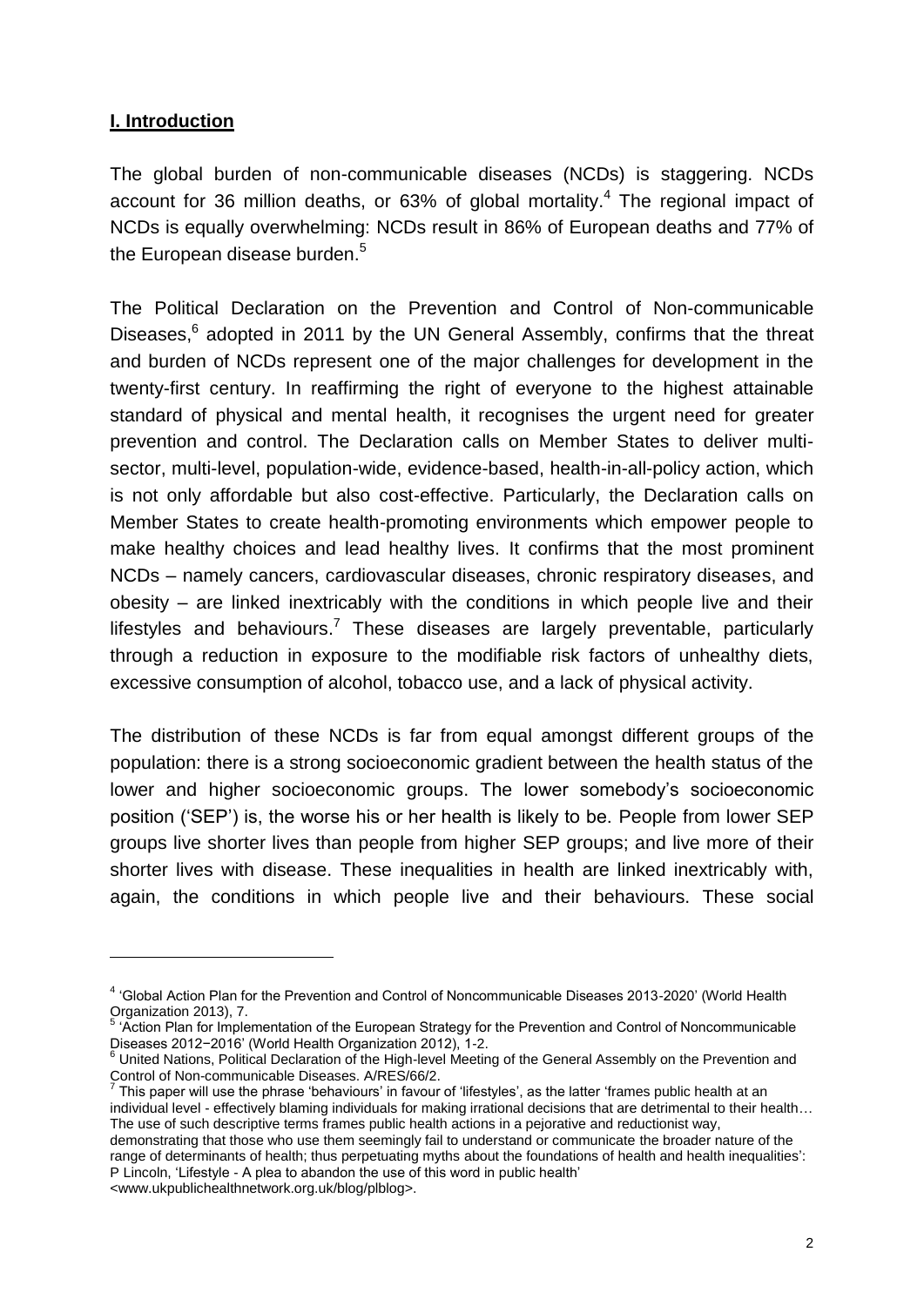## I. Introduction

The global burden of non-communicable diseases (NCDs) is staggering. NCDs account for 36 million deaths, or 63% of global mortality.[4] The regional impact of NCDs is equally overwhelming: NCDs result in 86% of European deaths and 77% of the European disease burden.[5]

The Political Declaration on the Prevention and Control of Non-communicable Diseases,[6] adopted in 2011 by the UN General Assembly, confirms that the threat and burden of NCDs represent one of the major challenges for development in the twenty-first century. In reaffirming the right of everyone to the highest attainable standard of physical and mental health, it recognises the urgent need for greater prevention and control. The Declaration calls on Member States to deliver multi-sector, multi-level, population-wide, evidence-based, health-in-all-policy action, which is not only affordable but also cost-effective. Particularly, the Declaration calls on Member States to create health-promoting environments which empower people to make healthy choices and lead healthy lives. It confirms that the most prominent NCDs – namely cancers, cardiovascular diseases, chronic respiratory diseases, and obesity – are linked inextricably with the conditions in which people live and their lifestyles and behaviours.[7] These diseases are largely preventable, particularly through a reduction in exposure to the modifiable risk factors of unhealthy diets, excessive consumption of alcohol, tobacco use, and a lack of physical activity.

The distribution of these NCDs is far from equal amongst different groups of the population: there is a strong socioeconomic gradient between the health status of the lower and higher socioeconomic groups. The lower somebody's socioeconomic position ('SEP') is, the worse his or her health is likely to be. People from lower SEP groups live shorter lives than people from higher SEP groups; and live more of their shorter lives with disease. These inequalities in health are linked inextricably with, again, the conditions in which people live and their behaviours. These social

---

[4] 'Global Action Plan for the Prevention and Control of Noncommunicable Diseases 2013-2020' (World Health Organization 2013), 7.

[5] 'Action Plan for Implementation of the European Strategy for the Prevention and Control of Noncommunicable Diseases 2012−2016' (World Health Organization 2012), 1-2.

[6] United Nations, Political Declaration of the High-level Meeting of the General Assembly on the Prevention and Control of Non-communicable Diseases. A/RES/66/2.

[7] This paper will use the phrase 'behaviours' in favour of 'lifestyles', as the latter 'frames public health at an individual level - effectively blaming individuals for making irrational decisions that are detrimental to their health… The use of such descriptive terms frames public health actions in a pejorative and reductionist way, demonstrating that those who use them seemingly fail to understand or communicate the broader nature of the range of determinants of health; thus perpetuating myths about the foundations of health and health inequalities': P Lincoln, 'Lifestyle - A plea to abandon the use of this word in public health' <www.ukpublichealthnetwork.org.uk/blog/plblog>.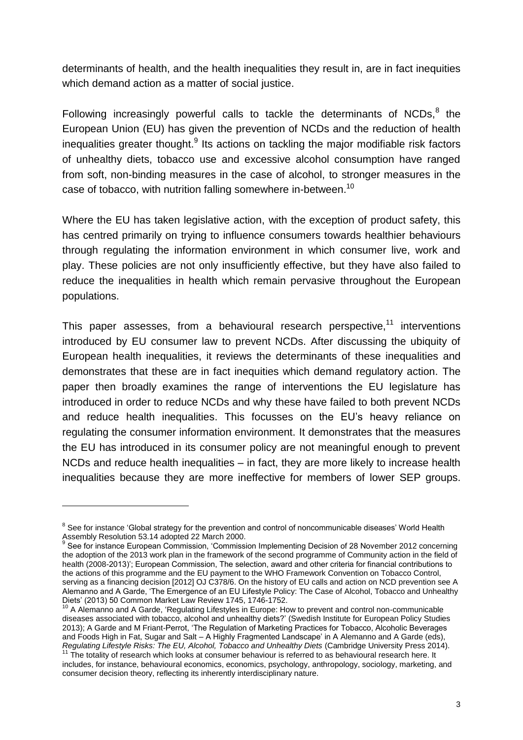determinants of health, and the health inequalities they result in, are in fact inequities which demand action as a matter of social justice.

Following increasingly powerful calls to tackle the determinants of NCDs,[8] the European Union (EU) has given the prevention of NCDs and the reduction of health inequalities greater thought.[9] Its actions on tackling the major modifiable risk factors of unhealthy diets, tobacco use and excessive alcohol consumption have ranged from soft, non-binding measures in the case of alcohol, to stronger measures in the case of tobacco, with nutrition falling somewhere in-between.[10]

Where the EU has taken legislative action, with the exception of product safety, this has centred primarily on trying to influence consumers towards healthier behaviours through regulating the information environment in which consumer live, work and play. These policies are not only insufficiently effective, but they have also failed to reduce the inequalities in health which remain pervasive throughout the European populations.

This paper assesses, from a behavioural research perspective,[11] interventions introduced by EU consumer law to prevent NCDs. After discussing the ubiquity of European health inequalities, it reviews the determinants of these inequalities and demonstrates that these are in fact inequities which demand regulatory action. The paper then broadly examines the range of interventions the EU legislature has introduced in order to reduce NCDs and why these have failed to both prevent NCDs and reduce health inequalities. This focusses on the EU's heavy reliance on regulating the consumer information environment. It demonstrates that the measures the EU has introduced in its consumer policy are not meaningful enough to prevent NCDs and reduce health inequalities – in fact, they are more likely to increase health inequalities because they are more ineffective for members of lower SEP groups.

---

[8] See for instance 'Global strategy for the prevention and control of noncommunicable diseases' World Health Assembly Resolution 53.14 adopted 22 March 2000.

[9] See for instance European Commission, 'Commission Implementing Decision of 28 November 2012 concerning the adoption of the 2013 work plan in the framework of the second programme of Community action in the field of health (2008-2013)'; European Commission, The selection, award and other criteria for financial contributions to the actions of this programme and the EU payment to the WHO Framework Convention on Tobacco Control, serving as a financing decision [2012] OJ C378/6. On the history of EU calls and action on NCD prevention see A Alemanno and A Garde, 'The Emergence of an EU Lifestyle Policy: The Case of Alcohol, Tobacco and Unhealthy Diets' (2013) 50 Common Market Law Review 1745, 1746-1752.

[10] A Alemanno and A Garde, 'Regulating Lifestyles in Europe: How to prevent and control non-communicable diseases associated with tobacco, alcohol and unhealthy diets?' (Swedish Institute for European Policy Studies 2013); A Garde and M Friant-Perrot, 'The Regulation of Marketing Practices for Tobacco, Alcoholic Beverages and Foods High in Fat, Sugar and Salt – A Highly Fragmented Landscape' in A Alemanno and A Garde (eds), *Regulating Lifestyle Risks: The EU, Alcohol, Tobacco and Unhealthy Diets* (Cambridge University Press 2014).

[11] The totality of research which looks at consumer behaviour is referred to as behavioural research here. It includes, for instance, behavioural economics, economics, psychology, anthropology, sociology, marketing, and consumer decision theory, reflecting its inherently interdisciplinary nature.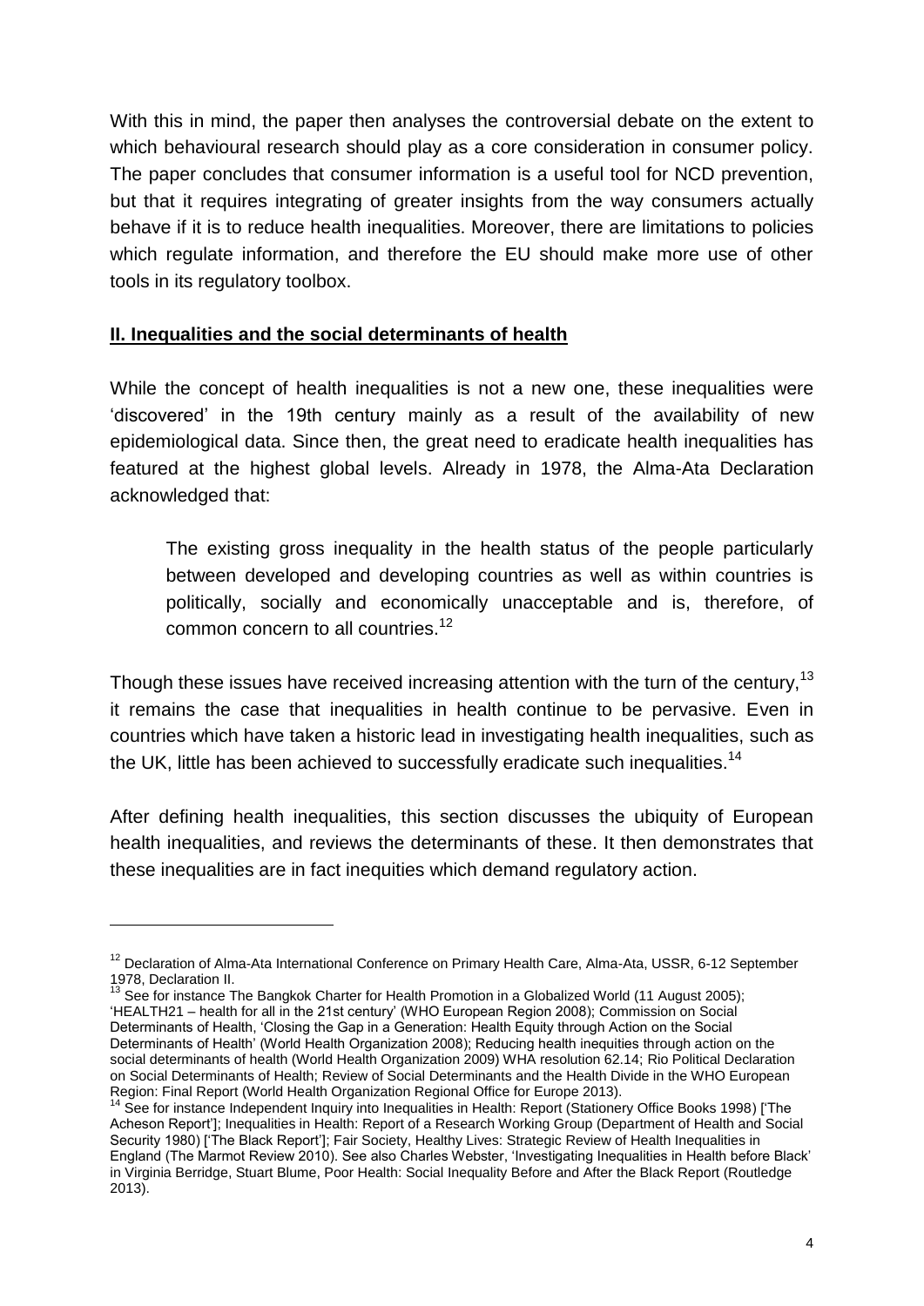With this in mind, the paper then analyses the controversial debate on the extent to which behavioural research should play as a core consideration in consumer policy. The paper concludes that consumer information is a useful tool for NCD prevention, but that it requires integrating of greater insights from the way consumers actually behave if it is to reduce health inequalities. Moreover, there are limitations to policies which regulate information, and therefore the EU should make more use of other tools in its regulatory toolbox.

## **II. Inequalities and the social determinants of health**

While the concept of health inequalities is not a new one, these inequalities were 'discovered' in the 19th century mainly as a result of the availability of new epidemiological data. Since then, the great need to eradicate health inequalities has featured at the highest global levels. Already in 1978, the Alma-Ata Declaration acknowledged that:

> The existing gross inequality in the health status of the people particularly between developed and developing countries as well as within countries is politically, socially and economically unacceptable and is, therefore, of common concern to all countries.[12]

Though these issues have received increasing attention with the turn of the century,[13] it remains the case that inequalities in health continue to be pervasive. Even in countries which have taken a historic lead in investigating health inequalities, such as the UK, little has been achieved to successfully eradicate such inequalities.[14]

After defining health inequalities, this section discusses the ubiquity of European health inequalities, and reviews the determinants of these. It then demonstrates that these inequalities are in fact inequities which demand regulatory action.

---

[12] Declaration of Alma-Ata International Conference on Primary Health Care, Alma-Ata, USSR, 6-12 September 1978, Declaration II.

[13] See for instance The Bangkok Charter for Health Promotion in a Globalized World (11 August 2005); 'HEALTH21 – health for all in the 21st century' (WHO European Region 2008); Commission on Social Determinants of Health, 'Closing the Gap in a Generation: Health Equity through Action on the Social Determinants of Health' (World Health Organization 2008); Reducing health inequities through action on the social determinants of health (World Health Organization 2009) WHA resolution 62.14; Rio Political Declaration on Social Determinants of Health; Review of Social Determinants and the Health Divide in the WHO European Region: Final Report (World Health Organization Regional Office for Europe 2013).

[14] See for instance Independent Inquiry into Inequalities in Health: Report (Stationery Office Books 1998) ['The Acheson Report']; Inequalities in Health: Report of a Research Working Group (Department of Health and Social Security 1980) ['The Black Report']; Fair Society, Healthy Lives: Strategic Review of Health Inequalities in England (The Marmot Review 2010). See also Charles Webster, 'Investigating Inequalities in Health before Black' in Virginia Berridge, Stuart Blume, Poor Health: Social Inequality Before and After the Black Report (Routledge 2013).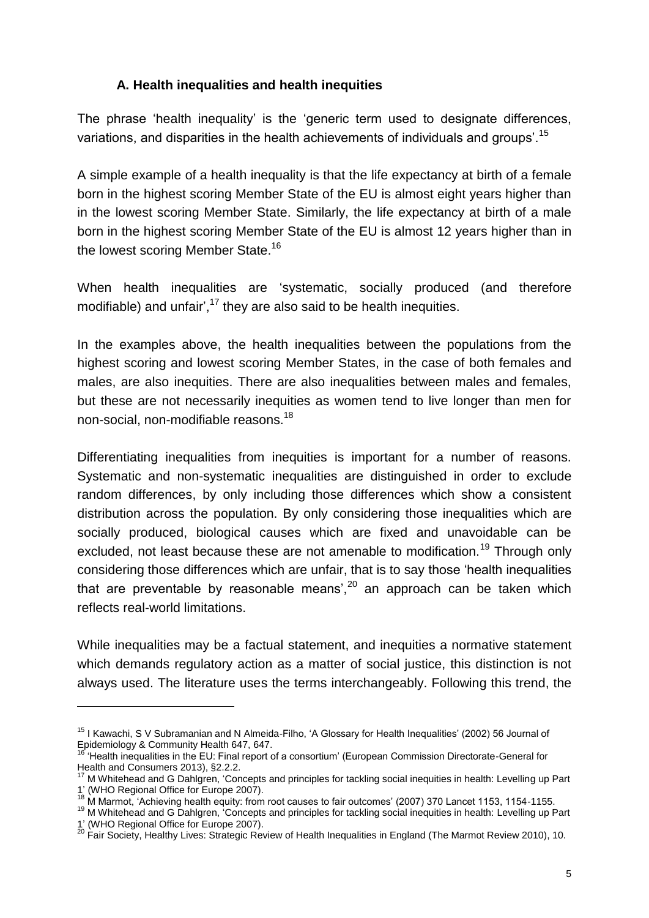### A. Health inequalities and health inequities

The phrase 'health inequality' is the 'generic term used to designate differences, variations, and disparities in the health achievements of individuals and groups'.[15]

A simple example of a health inequality is that the life expectancy at birth of a female born in the highest scoring Member State of the EU is almost eight years higher than in the lowest scoring Member State. Similarly, the life expectancy at birth of a male born in the highest scoring Member State of the EU is almost 12 years higher than in the lowest scoring Member State.[16]

When health inequalities are 'systematic, socially produced (and therefore modifiable) and unfair',[17] they are also said to be health inequities.

In the examples above, the health inequalities between the populations from the highest scoring and lowest scoring Member States, in the case of both females and males, are also inequities. There are also inequalities between males and females, but these are not necessarily inequities as women tend to live longer than men for non-social, non-modifiable reasons.[18]

Differentiating inequalities from inequities is important for a number of reasons. Systematic and non-systematic inequalities are distinguished in order to exclude random differences, by only including those differences which show a consistent distribution across the population. By only considering those inequalities which are socially produced, biological causes which are fixed and unavoidable can be excluded, not least because these are not amenable to modification.[19] Through only considering those differences which are unfair, that is to say those 'health inequalities that are preventable by reasonable means',[20] an approach can be taken which reflects real-world limitations.

While inequalities may be a factual statement, and inequities a normative statement which demands regulatory action as a matter of social justice, this distinction is not always used. The literature uses the terms interchangeably. Following this trend, the

---

[15] I Kawachi, S V Subramanian and N Almeida-Filho, 'A Glossary for Health Inequalities' (2002) 56 Journal of Epidemiology & Community Health 647, 647.

[16] 'Health inequalities in the EU: Final report of a consortium' (European Commission Directorate-General for Health and Consumers 2013), §2.2.2.

[17] M Whitehead and G Dahlgren, 'Concepts and principles for tackling social inequities in health: Levelling up Part 1' (WHO Regional Office for Europe 2007).

[18] M Marmot, 'Achieving health equity: from root causes to fair outcomes' (2007) 370 Lancet 1153, 1154-1155.

[19] M Whitehead and G Dahlgren, 'Concepts and principles for tackling social inequities in health: Levelling up Part 1' (WHO Regional Office for Europe 2007).

[20] Fair Society, Healthy Lives: Strategic Review of Health Inequalities in England (The Marmot Review 2010), 10.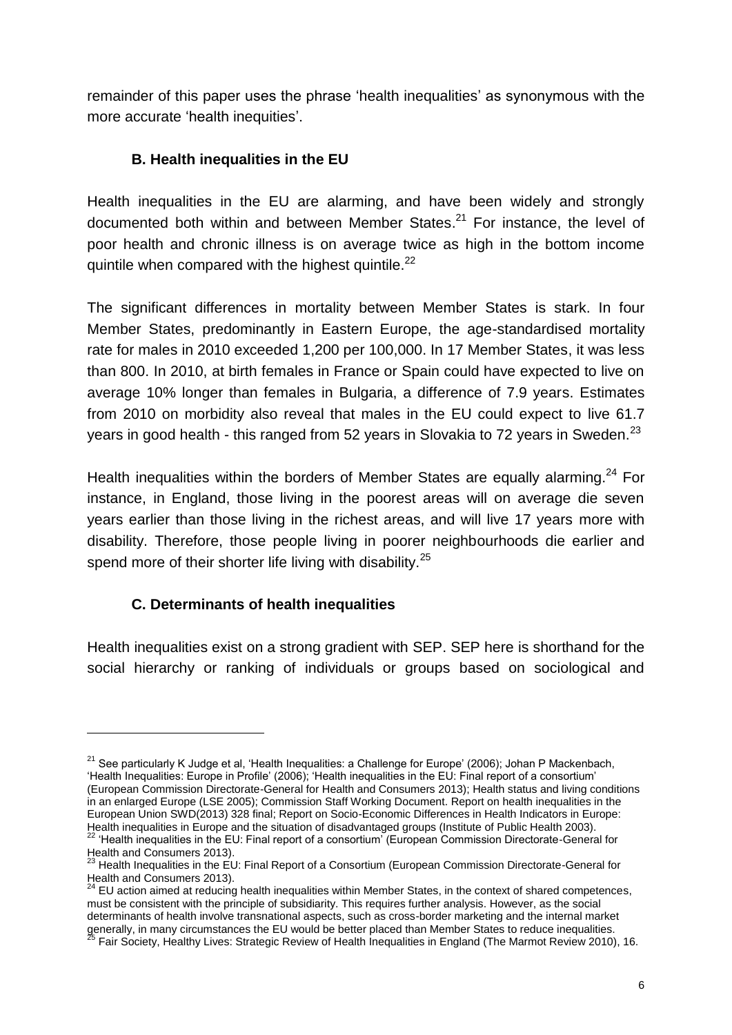remainder of this paper uses the phrase 'health inequalities' as synonymous with the more accurate 'health inequities'.

### B. Health inequalities in the EU

Health inequalities in the EU are alarming, and have been widely and strongly documented both within and between Member States.[21] For instance, the level of poor health and chronic illness is on average twice as high in the bottom income quintile when compared with the highest quintile.[22]

The significant differences in mortality between Member States is stark. In four Member States, predominantly in Eastern Europe, the age-standardised mortality rate for males in 2010 exceeded 1,200 per 100,000. In 17 Member States, it was less than 800. In 2010, at birth females in France or Spain could have expected to live on average 10% longer than females in Bulgaria, a difference of 7.9 years. Estimates from 2010 on morbidity also reveal that males in the EU could expect to live 61.7 years in good health - this ranged from 52 years in Slovakia to 72 years in Sweden.[23]

Health inequalities within the borders of Member States are equally alarming.[24] For instance, in England, those living in the poorest areas will on average die seven years earlier than those living in the richest areas, and will live 17 years more with disability. Therefore, those people living in poorer neighbourhoods die earlier and spend more of their shorter life living with disability.[25]

### C. Determinants of health inequalities

Health inequalities exist on a strong gradient with SEP. SEP here is shorthand for the social hierarchy or ranking of individuals or groups based on sociological and

---

[21] See particularly K Judge et al, 'Health Inequalities: a Challenge for Europe' (2006); Johan P Mackenbach, 'Health Inequalities: Europe in Profile' (2006); 'Health inequalities in the EU: Final report of a consortium' (European Commission Directorate-General for Health and Consumers 2013); Health status and living conditions in an enlarged Europe (LSE 2005); Commission Staff Working Document. Report on health inequalities in the European Union SWD(2013) 328 final; Report on Socio-Economic Differences in Health Indicators in Europe: Health inequalities in Europe and the situation of disadvantaged groups (Institute of Public Health 2003).

[22] 'Health inequalities in the EU: Final report of a consortium' (European Commission Directorate-General for Health and Consumers 2013).

[23] Health Inequalities in the EU: Final Report of a Consortium (European Commission Directorate-General for Health and Consumers 2013).

[24] EU action aimed at reducing health inequalities within Member States, in the context of shared competences, must be consistent with the principle of subsidiarity. This requires further analysis. However, as the social determinants of health involve transnational aspects, such as cross-border marketing and the internal market generally, in many circumstances the EU would be better placed than Member States to reduce inequalities.

[25] Fair Society, Healthy Lives: Strategic Review of Health Inequalities in England (The Marmot Review 2010), 16.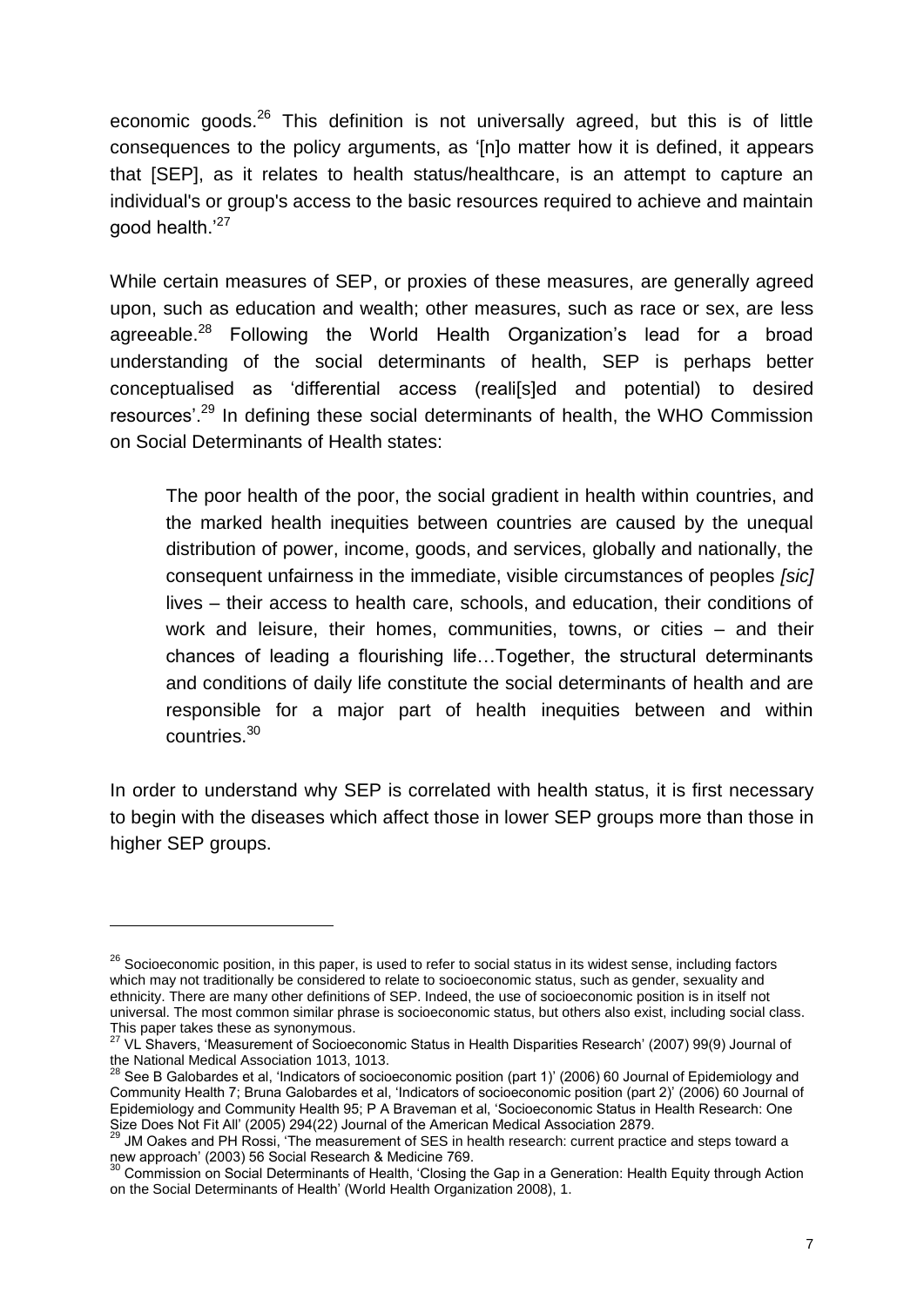economic goods.[26] This definition is not universally agreed, but this is of little consequences to the policy arguments, as '[n]o matter how it is defined, it appears that [SEP], as it relates to health status/healthcare, is an attempt to capture an individual's or group's access to the basic resources required to achieve and maintain good health.'[27]

While certain measures of SEP, or proxies of these measures, are generally agreed upon, such as education and wealth; other measures, such as race or sex, are less agreeable.[28] Following the World Health Organization's lead for a broad understanding of the social determinants of health, SEP is perhaps better conceptualised as 'differential access (reali[s]ed and potential) to desired resources'.[29] In defining these social determinants of health, the WHO Commission on Social Determinants of Health states:

> The poor health of the poor, the social gradient in health within countries, and the marked health inequities between countries are caused by the unequal distribution of power, income, goods, and services, globally and nationally, the consequent unfairness in the immediate, visible circumstances of peoples *[sic]* lives – their access to health care, schools, and education, their conditions of work and leisure, their homes, communities, towns, or cities – and their chances of leading a flourishing life…Together, the structural determinants and conditions of daily life constitute the social determinants of health and are responsible for a major part of health inequities between and within countries.[30]

In order to understand why SEP is correlated with health status, it is first necessary to begin with the diseases which affect those in lower SEP groups more than those in higher SEP groups.

---

[26] Socioeconomic position, in this paper, is used to refer to social status in its widest sense, including factors which may not traditionally be considered to relate to socioeconomic status, such as gender, sexuality and ethnicity. There are many other definitions of SEP. Indeed, the use of socioeconomic position is in itself not universal. The most common similar phrase is socioeconomic status, but others also exist, including social class. This paper takes these as synonymous.

[27] VL Shavers, 'Measurement of Socioeconomic Status in Health Disparities Research' (2007) 99(9) Journal of the National Medical Association 1013, 1013.

[28] See B Galobardes et al, 'Indicators of socioeconomic position (part 1)' (2006) 60 Journal of Epidemiology and Community Health 7; Bruna Galobardes et al, 'Indicators of socioeconomic position (part 2)' (2006) 60 Journal of Epidemiology and Community Health 95; P A Braveman et al, 'Socioeconomic Status in Health Research: One Size Does Not Fit All' (2005) 294(22) Journal of the American Medical Association 2879.

[29] JM Oakes and PH Rossi, 'The measurement of SES in health research: current practice and steps toward a new approach' (2003) 56 Social Research & Medicine 769.

[30] Commission on Social Determinants of Health, 'Closing the Gap in a Generation: Health Equity through Action on the Social Determinants of Health' (World Health Organization 2008), 1.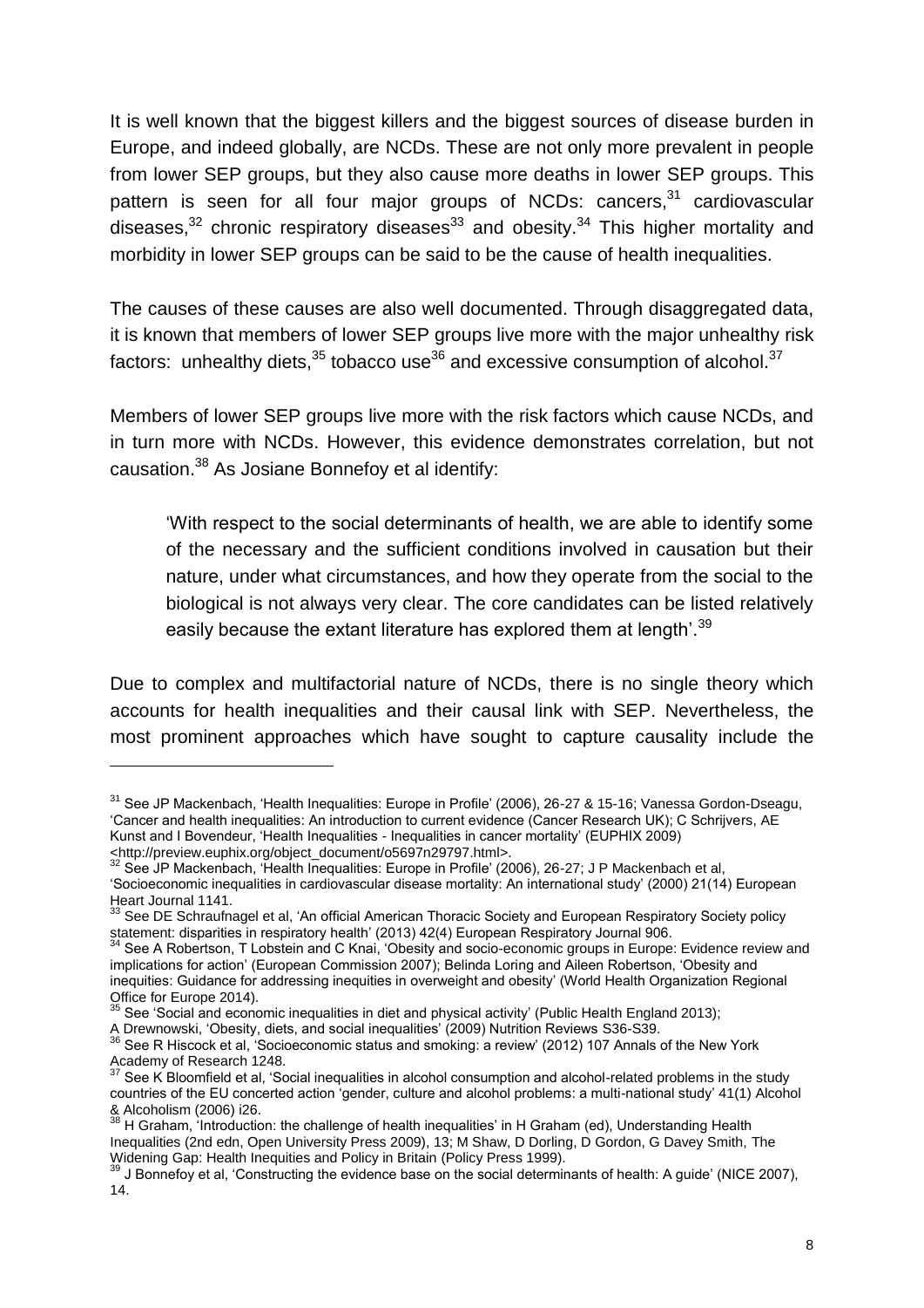It is well known that the biggest killers and the biggest sources of disease burden in Europe, and indeed globally, are NCDs. These are not only more prevalent in people from lower SEP groups, but they also cause more deaths in lower SEP groups. This pattern is seen for all four major groups of NCDs: cancers,[31] cardiovascular diseases,[32] chronic respiratory diseases[33] and obesity.[34] This higher mortality and morbidity in lower SEP groups can be said to be the cause of health inequalities.

The causes of these causes are also well documented. Through disaggregated data, it is known that members of lower SEP groups live more with the major unhealthy risk factors: unhealthy diets,[35] tobacco use[36] and excessive consumption of alcohol.[37]

Members of lower SEP groups live more with the risk factors which cause NCDs, and in turn more with NCDs. However, this evidence demonstrates correlation, but not causation.[38] As Josiane Bonnefoy et al identify:

> 'With respect to the social determinants of health, we are able to identify some of the necessary and the sufficient conditions involved in causation but their nature, under what circumstances, and how they operate from the social to the biological is not always very clear. The core candidates can be listed relatively easily because the extant literature has explored them at length'.[39]

Due to complex and multifactorial nature of NCDs, there is no single theory which accounts for health inequalities and their causal link with SEP. Nevertheless, the most prominent approaches which have sought to capture causality include the

---

[31] See JP Mackenbach, 'Health Inequalities: Europe in Profile' (2006), 26-27 & 15-16; Vanessa Gordon-Dseagu, 'Cancer and health inequalities: An introduction to current evidence (Cancer Research UK); C Schrijvers, AE Kunst and I Bovendeur, 'Health Inequalities - Inequalities in cancer mortality' (EUPHIX 2009) <http://preview.euphix.org/object_document/o5697n29797.html>.

[32] See JP Mackenbach, 'Health Inequalities: Europe in Profile' (2006), 26-27; J P Mackenbach et al, 'Socioeconomic inequalities in cardiovascular disease mortality: An international study' (2000) 21(14) European Heart Journal 1141.

[33] See DE Schraufnagel et al, 'An official American Thoracic Society and European Respiratory Society policy statement: disparities in respiratory health' (2013) 42(4) European Respiratory Journal 906.

[34] See A Robertson, T Lobstein and C Knai, 'Obesity and socio-economic groups in Europe: Evidence review and implications for action' (European Commission 2007); Belinda Loring and Aileen Robertson, 'Obesity and inequities: Guidance for addressing inequities in overweight and obesity' (World Health Organization Regional Office for Europe 2014).

[35] See 'Social and economic inequalities in diet and physical activity' (Public Health England 2013); A Drewnowski, 'Obesity, diets, and social inequalities' (2009) Nutrition Reviews S36-S39.

[36] See R Hiscock et al, 'Socioeconomic status and smoking: a review' (2012) 107 Annals of the New York Academy of Research 1248.

[37] See K Bloomfield et al, 'Social inequalities in alcohol consumption and alcohol-related problems in the study countries of the EU concerted action 'gender, culture and alcohol problems: a multi-national study' 41(1) Alcohol & Alcoholism (2006) i26.

[38] H Graham, 'Introduction: the challenge of health inequalities' in H Graham (ed), Understanding Health Inequalities (2nd edn, Open University Press 2009), 13; M Shaw, D Dorling, D Gordon, G Davey Smith, The Widening Gap: Health Inequities and Policy in Britain (Policy Press 1999).

[39] J Bonnefoy et al, 'Constructing the evidence base on the social determinants of health: A guide' (NICE 2007), 14.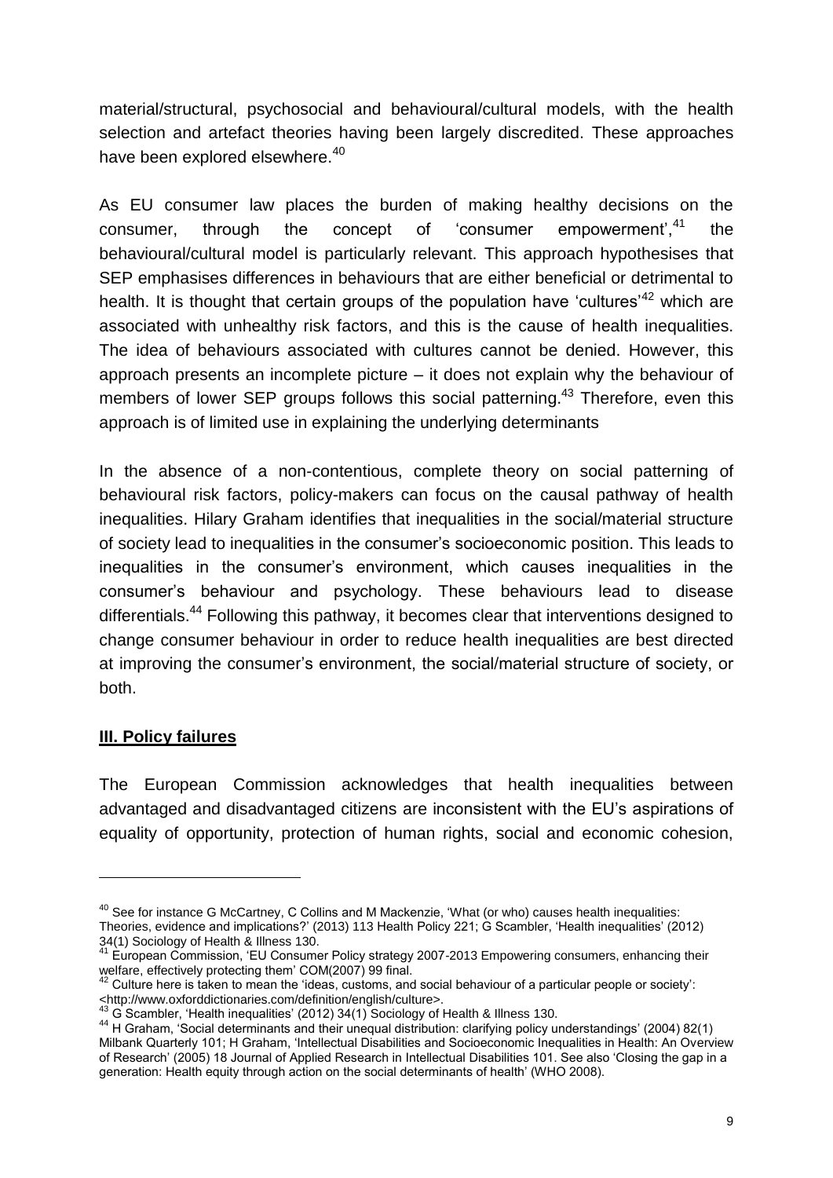material/structural, psychosocial and behavioural/cultural models, with the health selection and artefact theories having been largely discredited. These approaches have been explored elsewhere.[40]

As EU consumer law places the burden of making healthy decisions on the consumer, through the concept of 'consumer empowerment',[41] the behavioural/cultural model is particularly relevant. This approach hypothesises that SEP emphasises differences in behaviours that are either beneficial or detrimental to health. It is thought that certain groups of the population have 'cultures'[42] which are associated with unhealthy risk factors, and this is the cause of health inequalities. The idea of behaviours associated with cultures cannot be denied. However, this approach presents an incomplete picture – it does not explain why the behaviour of members of lower SEP groups follows this social patterning.[43] Therefore, even this approach is of limited use in explaining the underlying determinants

In the absence of a non-contentious, complete theory on social patterning of behavioural risk factors, policy-makers can focus on the causal pathway of health inequalities. Hilary Graham identifies that inequalities in the social/material structure of society lead to inequalities in the consumer's socioeconomic position. This leads to inequalities in the consumer's environment, which causes inequalities in the consumer's behaviour and psychology. These behaviours lead to disease differentials.[44] Following this pathway, it becomes clear that interventions designed to change consumer behaviour in order to reduce health inequalities are best directed at improving the consumer's environment, the social/material structure of society, or both.

## **III. Policy failures**

The European Commission acknowledges that health inequalities between advantaged and disadvantaged citizens are inconsistent with the EU's aspirations of equality of opportunity, protection of human rights, social and economic cohesion,

---

[40] See for instance G McCartney, C Collins and M Mackenzie, 'What (or who) causes health inequalities: Theories, evidence and implications?' (2013) 113 Health Policy 221; G Scambler, 'Health inequalities' (2012) 34(1) Sociology of Health & Illness 130.

[41] European Commission, 'EU Consumer Policy strategy 2007-2013 Empowering consumers, enhancing their welfare, effectively protecting them' COM(2007) 99 final.

[42] Culture here is taken to mean the 'ideas, customs, and social behaviour of a particular people or society': <http://www.oxforddictionaries.com/definition/english/culture>.

[43] G Scambler, 'Health inequalities' (2012) 34(1) Sociology of Health & Illness 130.

[44] H Graham, 'Social determinants and their unequal distribution: clarifying policy understandings' (2004) 82(1) Milbank Quarterly 101; H Graham, 'Intellectual Disabilities and Socioeconomic Inequalities in Health: An Overview of Research' (2005) 18 Journal of Applied Research in Intellectual Disabilities 101. See also 'Closing the gap in a generation: Health equity through action on the social determinants of health' (WHO 2008).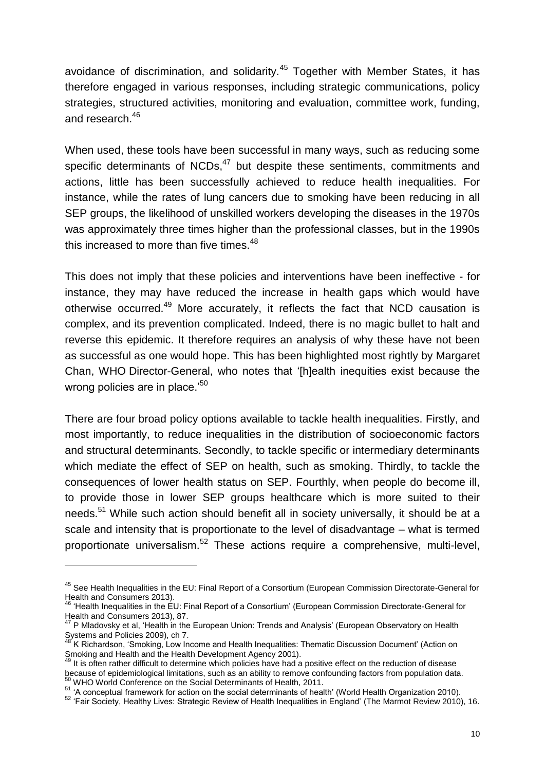avoidance of discrimination, and solidarity.[45] Together with Member States, it has therefore engaged in various responses, including strategic communications, policy strategies, structured activities, monitoring and evaluation, committee work, funding, and research.[46]

When used, these tools have been successful in many ways, such as reducing some specific determinants of NCDs,[47] but despite these sentiments, commitments and actions, little has been successfully achieved to reduce health inequalities. For instance, while the rates of lung cancers due to smoking have been reducing in all SEP groups, the likelihood of unskilled workers developing the diseases in the 1970s was approximately three times higher than the professional classes, but in the 1990s this increased to more than five times.[48]

This does not imply that these policies and interventions have been ineffective - for instance, they may have reduced the increase in health gaps which would have otherwise occurred.[49] More accurately, it reflects the fact that NCD causation is complex, and its prevention complicated. Indeed, there is no magic bullet to halt and reverse this epidemic. It therefore requires an analysis of why these have not been as successful as one would hope. This has been highlighted most rightly by Margaret Chan, WHO Director-General, who notes that '[h]ealth inequities exist because the wrong policies are in place.'[50]

There are four broad policy options available to tackle health inequalities. Firstly, and most importantly, to reduce inequalities in the distribution of socioeconomic factors and structural determinants. Secondly, to tackle specific or intermediary determinants which mediate the effect of SEP on health, such as smoking. Thirdly, to tackle the consequences of lower health status on SEP. Fourthly, when people do become ill, to provide those in lower SEP groups healthcare which is more suited to their needs.[51] While such action should benefit all in society universally, it should be at a scale and intensity that is proportionate to the level of disadvantage – what is termed proportionate universalism.[52] These actions require a comprehensive, multi-level,

---

[45] See Health Inequalities in the EU: Final Report of a Consortium (European Commission Directorate-General for Health and Consumers 2013).

[46] 'Health Inequalities in the EU: Final Report of a Consortium' (European Commission Directorate-General for Health and Consumers 2013), 87.

[47] P Mladovsky et al, 'Health in the European Union: Trends and Analysis' (European Observatory on Health Systems and Policies 2009), ch 7.

[48] K Richardson, 'Smoking, Low Income and Health Inequalities: Thematic Discussion Document' (Action on Smoking and Health and the Health Development Agency 2001).

[49] It is often rather difficult to determine which policies have had a positive effect on the reduction of disease because of epidemiological limitations, such as an ability to remove confounding factors from population data.

[50] WHO World Conference on the Social Determinants of Health, 2011.

[51] 'A conceptual framework for action on the social determinants of health' (World Health Organization 2010).

[52] 'Fair Society, Healthy Lives: Strategic Review of Health Inequalities in England' (The Marmot Review 2010), 16.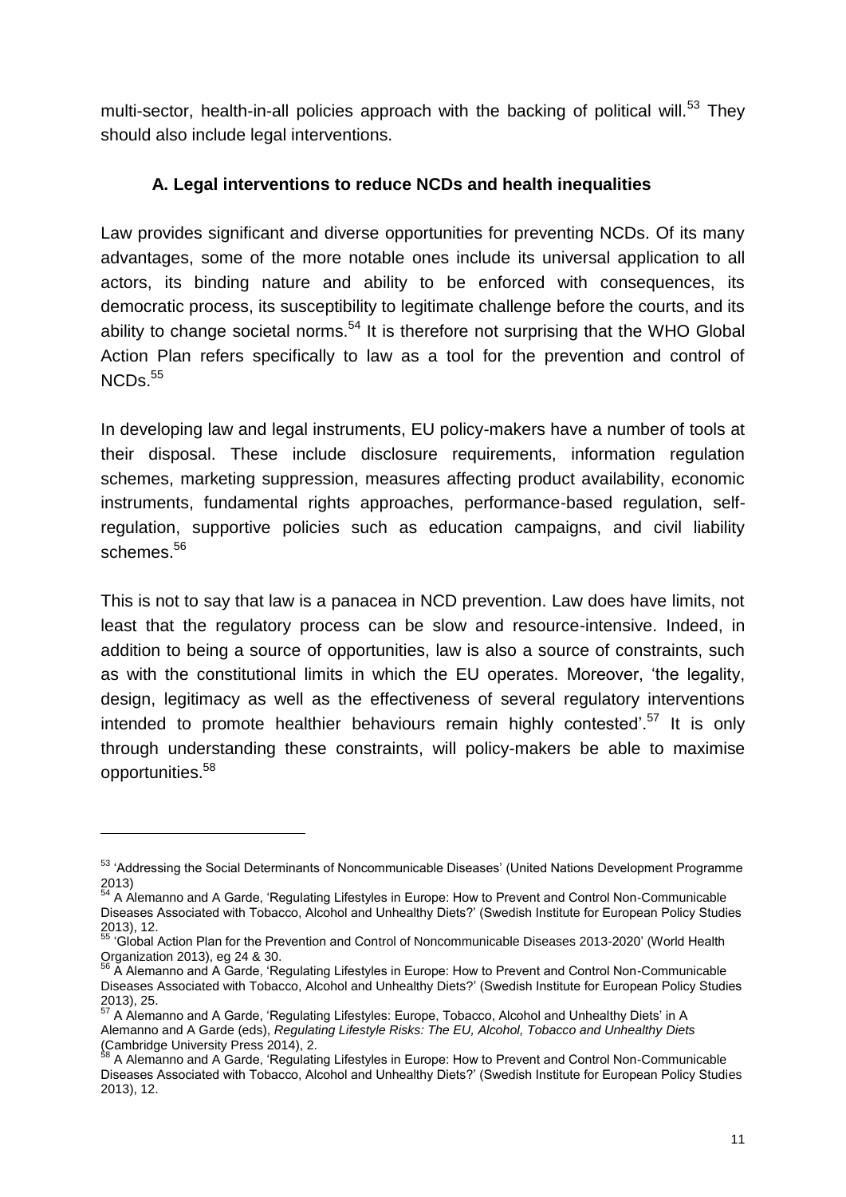multi-sector, health-in-all policies approach with the backing of political will.[53] They should also include legal interventions.

### A. Legal interventions to reduce NCDs and health inequalities

Law provides significant and diverse opportunities for preventing NCDs. Of its many advantages, some of the more notable ones include its universal application to all actors, its binding nature and ability to be enforced with consequences, its democratic process, its susceptibility to legitimate challenge before the courts, and its ability to change societal norms.[54] It is therefore not surprising that the WHO Global Action Plan refers specifically to law as a tool for the prevention and control of NCDs.[55]

In developing law and legal instruments, EU policy-makers have a number of tools at their disposal. These include disclosure requirements, information regulation schemes, marketing suppression, measures affecting product availability, economic instruments, fundamental rights approaches, performance-based regulation, self-regulation, supportive policies such as education campaigns, and civil liability schemes.[56]

This is not to say that law is a panacea in NCD prevention. Law does have limits, not least that the regulatory process can be slow and resource-intensive. Indeed, in addition to being a source of opportunities, law is also a source of constraints, such as with the constitutional limits in which the EU operates. Moreover, 'the legality, design, legitimacy as well as the effectiveness of several regulatory interventions intended to promote healthier behaviours remain highly contested'.[57] It is only through understanding these constraints, will policy-makers be able to maximise opportunities.[58]

---

[53] 'Addressing the Social Determinants of Noncommunicable Diseases' (United Nations Development Programme 2013)

[54] A Alemanno and A Garde, 'Regulating Lifestyles in Europe: How to Prevent and Control Non-Communicable Diseases Associated with Tobacco, Alcohol and Unhealthy Diets?' (Swedish Institute for European Policy Studies 2013), 12.

[55] 'Global Action Plan for the Prevention and Control of Noncommunicable Diseases 2013-2020' (World Health Organization 2013), eg 24 & 30.

[56] A Alemanno and A Garde, 'Regulating Lifestyles in Europe: How to Prevent and Control Non-Communicable Diseases Associated with Tobacco, Alcohol and Unhealthy Diets?' (Swedish Institute for European Policy Studies 2013), 25.

[57] A Alemanno and A Garde, 'Regulating Lifestyles: Europe, Tobacco, Alcohol and Unhealthy Diets' in A Alemanno and A Garde (eds), *Regulating Lifestyle Risks: The EU, Alcohol, Tobacco and Unhealthy Diets* (Cambridge University Press 2014), 2.

[58] A Alemanno and A Garde, 'Regulating Lifestyles in Europe: How to Prevent and Control Non-Communicable Diseases Associated with Tobacco, Alcohol and Unhealthy Diets?' (Swedish Institute for European Policy Studies 2013), 12.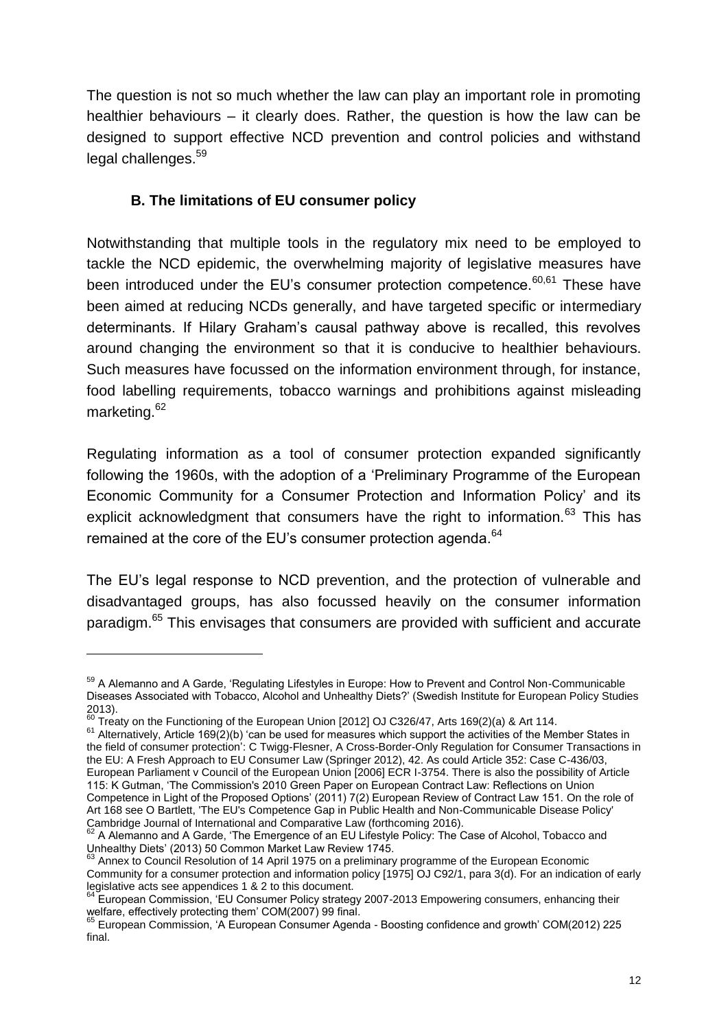The question is not so much whether the law can play an important role in promoting healthier behaviours – it clearly does. Rather, the question is how the law can be designed to support effective NCD prevention and control policies and withstand legal challenges.[59]

### B. The limitations of EU consumer policy

Notwithstanding that multiple tools in the regulatory mix need to be employed to tackle the NCD epidemic, the overwhelming majority of legislative measures have been introduced under the EU's consumer protection competence.[60,61] These have been aimed at reducing NCDs generally, and have targeted specific or intermediary determinants. If Hilary Graham's causal pathway above is recalled, this revolves around changing the environment so that it is conducive to healthier behaviours. Such measures have focussed on the information environment through, for instance, food labelling requirements, tobacco warnings and prohibitions against misleading marketing.[62]

Regulating information as a tool of consumer protection expanded significantly following the 1960s, with the adoption of a 'Preliminary Programme of the European Economic Community for a Consumer Protection and Information Policy' and its explicit acknowledgment that consumers have the right to information.[63] This has remained at the core of the EU's consumer protection agenda.[64]

The EU's legal response to NCD prevention, and the protection of vulnerable and disadvantaged groups, has also focussed heavily on the consumer information paradigm.[65] This envisages that consumers are provided with sufficient and accurate

---

[59] A Alemanno and A Garde, 'Regulating Lifestyles in Europe: How to Prevent and Control Non-Communicable Diseases Associated with Tobacco, Alcohol and Unhealthy Diets?' (Swedish Institute for European Policy Studies 2013).

[60] Treaty on the Functioning of the European Union [2012] OJ C326/47, Arts 169(2)(a) & Art 114.

[61] Alternatively, Article 169(2)(b) 'can be used for measures which support the activities of the Member States in the field of consumer protection': C Twigg-Flesner, A Cross-Border-Only Regulation for Consumer Transactions in the EU: A Fresh Approach to EU Consumer Law (Springer 2012), 42. As could Article 352: Case C-436/03, European Parliament v Council of the European Union [2006] ECR I-3754. There is also the possibility of Article 115: K Gutman, 'The Commission's 2010 Green Paper on European Contract Law: Reflections on Union Competence in Light of the Proposed Options' (2011) 7(2) European Review of Contract Law 151. On the role of Art 168 see O Bartlett, 'The EU's Competence Gap in Public Health and Non-Communicable Disease Policy' Cambridge Journal of International and Comparative Law (forthcoming 2016).

[62] A Alemanno and A Garde, 'The Emergence of an EU Lifestyle Policy: The Case of Alcohol, Tobacco and Unhealthy Diets' (2013) 50 Common Market Law Review 1745.

[63] Annex to Council Resolution of 14 April 1975 on a preliminary programme of the European Economic Community for a consumer protection and information policy [1975] OJ C92/1, para 3(d). For an indication of early legislative acts see appendices 1 & 2 to this document.

[64] European Commission, 'EU Consumer Policy strategy 2007-2013 Empowering consumers, enhancing their welfare, effectively protecting them' COM(2007) 99 final.

[65] European Commission, 'A European Consumer Agenda - Boosting confidence and growth' COM(2012) 225 final.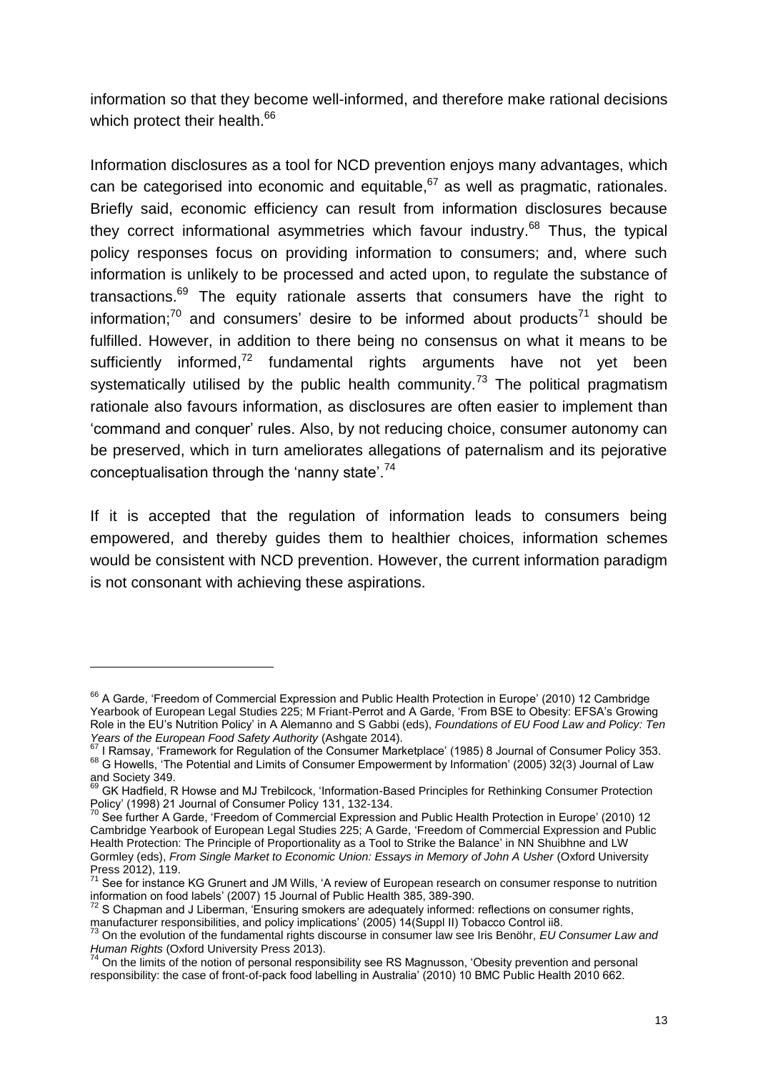information so that they become well-informed, and therefore make rational decisions which protect their health.[66]

Information disclosures as a tool for NCD prevention enjoys many advantages, which can be categorised into economic and equitable,[67] as well as pragmatic, rationales. Briefly said, economic efficiency can result from information disclosures because they correct informational asymmetries which favour industry.[68] Thus, the typical policy responses focus on providing information to consumers; and, where such information is unlikely to be processed and acted upon, to regulate the substance of transactions.[69] The equity rationale asserts that consumers have the right to information;[70] and consumers' desire to be informed about products[71] should be fulfilled. However, in addition to there being no consensus on what it means to be sufficiently informed,[72] fundamental rights arguments have not yet been systematically utilised by the public health community.[73] The political pragmatism rationale also favours information, as disclosures are often easier to implement than 'command and conquer' rules. Also, by not reducing choice, consumer autonomy can be preserved, which in turn ameliorates allegations of paternalism and its pejorative conceptualisation through the 'nanny state'.[74]

If it is accepted that the regulation of information leads to consumers being empowered, and thereby guides them to healthier choices, information schemes would be consistent with NCD prevention. However, the current information paradigm is not consonant with achieving these aspirations.

---

[66] A Garde, 'Freedom of Commercial Expression and Public Health Protection in Europe' (2010) 12 Cambridge Yearbook of European Legal Studies 225; M Friant-Perrot and A Garde, 'From BSE to Obesity: EFSA's Growing Role in the EU's Nutrition Policy' in A Alemanno and S Gabbi (eds), *Foundations of EU Food Law and Policy: Ten Years of the European Food Safety Authority* (Ashgate 2014).

[67] I Ramsay, 'Framework for Regulation of the Consumer Marketplace' (1985) 8 Journal of Consumer Policy 353.

[68] G Howells, 'The Potential and Limits of Consumer Empowerment by Information' (2005) 32(3) Journal of Law and Society 349.

[69] GK Hadfield, R Howse and MJ Trebilcock, 'Information-Based Principles for Rethinking Consumer Protection Policy' (1998) 21 Journal of Consumer Policy 131, 132-134.

[70] See further A Garde, 'Freedom of Commercial Expression and Public Health Protection in Europe' (2010) 12 Cambridge Yearbook of European Legal Studies 225; A Garde, 'Freedom of Commercial Expression and Public Health Protection: The Principle of Proportionality as a Tool to Strike the Balance' in NN Shuibhne and LW Gormley (eds), *From Single Market to Economic Union: Essays in Memory of John A Usher* (Oxford University Press 2012), 119.

[71] See for instance KG Grunert and JM Wills, 'A review of European research on consumer response to nutrition information on food labels' (2007) 15 Journal of Public Health 385, 389-390.

[72] S Chapman and J Liberman, 'Ensuring smokers are adequately informed: reflections on consumer rights, manufacturer responsibilities, and policy implications' (2005) 14(Suppl II) Tobacco Control ii8.

[73] On the evolution of the fundamental rights discourse in consumer law see Iris Benöhr, *EU Consumer Law and Human Rights* (Oxford University Press 2013).

[74] On the limits of the notion of personal responsibility see RS Magnusson, 'Obesity prevention and personal responsibility: the case of front-of-pack food labelling in Australia' (2010) 10 BMC Public Health 2010 662.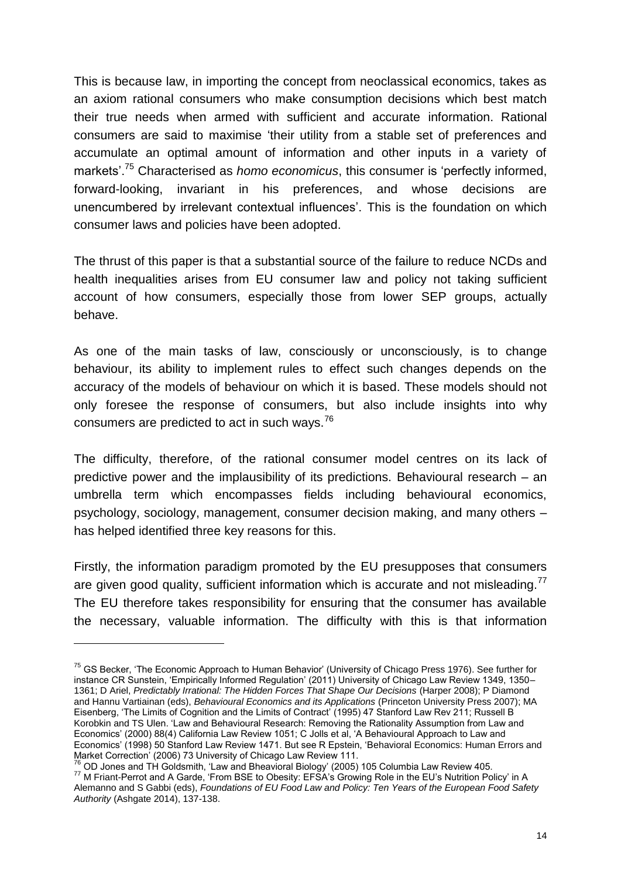This is because law, in importing the concept from neoclassical economics, takes as an axiom rational consumers who make consumption decisions which best match their true needs when armed with sufficient and accurate information. Rational consumers are said to maximise 'their utility from a stable set of preferences and accumulate an optimal amount of information and other inputs in a variety of markets'.[75] Characterised as *homo economicus*, this consumer is 'perfectly informed, forward-looking, invariant in his preferences, and whose decisions are unencumbered by irrelevant contextual influences'. This is the foundation on which consumer laws and policies have been adopted.

The thrust of this paper is that a substantial source of the failure to reduce NCDs and health inequalities arises from EU consumer law and policy not taking sufficient account of how consumers, especially those from lower SEP groups, actually behave.

As one of the main tasks of law, consciously or unconsciously, is to change behaviour, its ability to implement rules to effect such changes depends on the accuracy of the models of behaviour on which it is based. These models should not only foresee the response of consumers, but also include insights into why consumers are predicted to act in such ways.[76]

The difficulty, therefore, of the rational consumer model centres on its lack of predictive power and the implausibility of its predictions. Behavioural research – an umbrella term which encompasses fields including behavioural economics, psychology, sociology, management, consumer decision making, and many others – has helped identified three key reasons for this.

Firstly, the information paradigm promoted by the EU presupposes that consumers are given good quality, sufficient information which is accurate and not misleading.[77] The EU therefore takes responsibility for ensuring that the consumer has available the necessary, valuable information. The difficulty with this is that information

---

[75] GS Becker, 'The Economic Approach to Human Behavior' (University of Chicago Press 1976). See further for instance CR Sunstein, 'Empirically Informed Regulation' (2011) University of Chicago Law Review 1349, 1350–1361; D Ariel, *Predictably Irrational: The Hidden Forces That Shape Our Decisions* (Harper 2008); P Diamond and Hannu Vartiainan (eds), *Behavioural Economics and its Applications* (Princeton University Press 2007); MA Eisenberg, 'The Limits of Cognition and the Limits of Contract' (1995) 47 Stanford Law Rev 211; Russell B Korobkin and TS Ulen. 'Law and Behavioural Research: Removing the Rationality Assumption from Law and Economics' (2000) 88(4) California Law Review 1051; C Jolls et al, 'A Behavioural Approach to Law and Economics' (1998) 50 Stanford Law Review 1471. But see R Epstein, 'Behavioral Economics: Human Errors and Market Correction' (2006) 73 University of Chicago Law Review 111.

[76] OD Jones and TH Goldsmith, 'Law and Bheavioral Biology' (2005) 105 Columbia Law Review 405.

[77] M Friant-Perrot and A Garde, 'From BSE to Obesity: EFSA's Growing Role in the EU's Nutrition Policy' in A Alemanno and S Gabbi (eds), *Foundations of EU Food Law and Policy: Ten Years of the European Food Safety Authority* (Ashgate 2014), 137-138.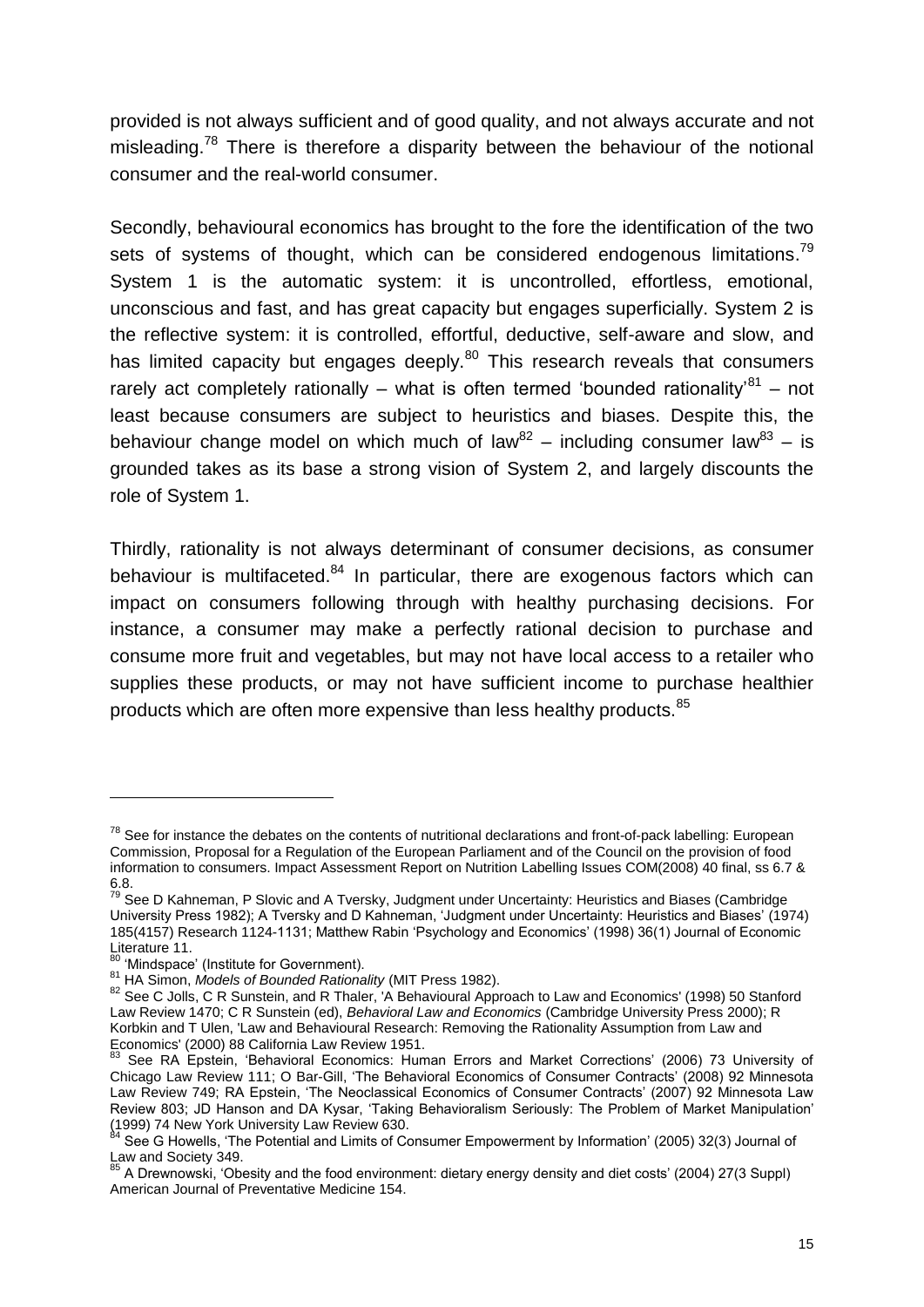provided is not always sufficient and of good quality, and not always accurate and not misleading.[78] There is therefore a disparity between the behaviour of the notional consumer and the real-world consumer.

Secondly, behavioural economics has brought to the fore the identification of the two sets of systems of thought, which can be considered endogenous limitations.[79] System 1 is the automatic system: it is uncontrolled, effortless, emotional, unconscious and fast, and has great capacity but engages superficially. System 2 is the reflective system: it is controlled, effortful, deductive, self-aware and slow, and has limited capacity but engages deeply.[80] This research reveals that consumers rarely act completely rationally – what is often termed 'bounded rationality'[81] – not least because consumers are subject to heuristics and biases. Despite this, the behaviour change model on which much of law[82] – including consumer law[83] – is grounded takes as its base a strong vision of System 2, and largely discounts the role of System 1.

Thirdly, rationality is not always determinant of consumer decisions, as consumer behaviour is multifaceted.[84] In particular, there are exogenous factors which can impact on consumers following through with healthy purchasing decisions. For instance, a consumer may make a perfectly rational decision to purchase and consume more fruit and vegetables, but may not have local access to a retailer who supplies these products, or may not have sufficient income to purchase healthier products which are often more expensive than less healthy products.[85]

---

[78] See for instance the debates on the contents of nutritional declarations and front-of-pack labelling: European Commission, Proposal for a Regulation of the European Parliament and of the Council on the provision of food information to consumers. Impact Assessment Report on Nutrition Labelling Issues COM(2008) 40 final, ss 6.7 & 6.8.

[79] See D Kahneman, P Slovic and A Tversky, Judgment under Uncertainty: Heuristics and Biases (Cambridge University Press 1982); A Tversky and D Kahneman, 'Judgment under Uncertainty: Heuristics and Biases' (1974) 185(4157) Research 1124-1131; Matthew Rabin 'Psychology and Economics' (1998) 36(1) Journal of Economic Literature 11.

[80] 'Mindspace' (Institute for Government).

[81] HA Simon, *Models of Bounded Rationality* (MIT Press 1982).

[82] See C Jolls, C R Sunstein, and R Thaler, 'A Behavioural Approach to Law and Economics' (1998) 50 Stanford Law Review 1470; C R Sunstein (ed), *Behavioral Law and Economics* (Cambridge University Press 2000); R Korbkin and T Ulen, 'Law and Behavioural Research: Removing the Rationality Assumption from Law and Economics' (2000) 88 California Law Review 1951.

[83] See RA Epstein, 'Behavioral Economics: Human Errors and Market Corrections' (2006) 73 University of Chicago Law Review 111; O Bar-Gill, 'The Behavioral Economics of Consumer Contracts' (2008) 92 Minnesota Law Review 749; RA Epstein, 'The Neoclassical Economics of Consumer Contracts' (2007) 92 Minnesota Law Review 803; JD Hanson and DA Kysar, 'Taking Behavioralism Seriously: The Problem of Market Manipulation' (1999) 74 New York University Law Review 630.

[84] See G Howells, 'The Potential and Limits of Consumer Empowerment by Information' (2005) 32(3) Journal of Law and Society 349.

[85] A Drewnowski, 'Obesity and the food environment: dietary energy density and diet costs' (2004) 27(3 Suppl) American Journal of Preventative Medicine 154.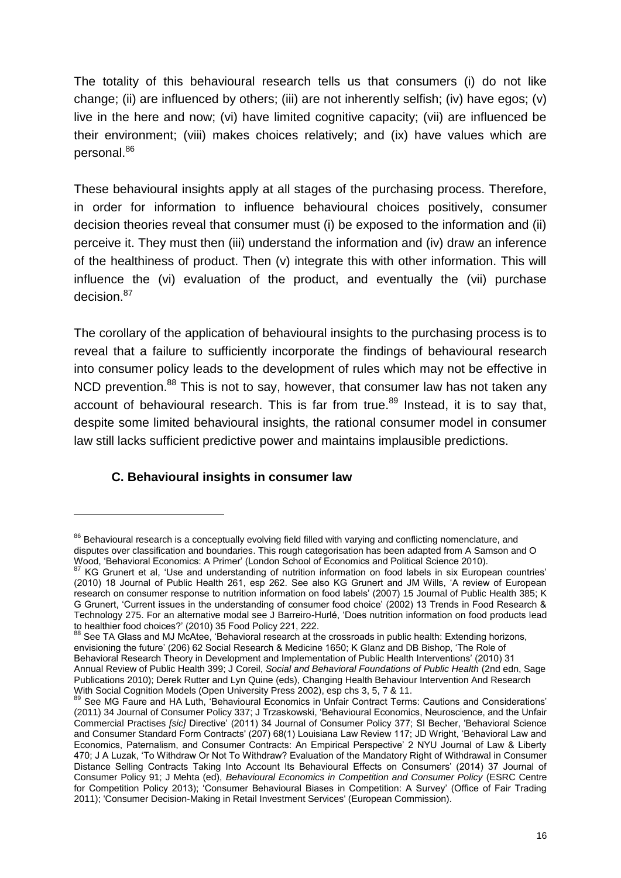The totality of this behavioural research tells us that consumers (i) do not like change; (ii) are influenced by others; (iii) are not inherently selfish; (iv) have egos; (v) live in the here and now; (vi) have limited cognitive capacity; (vii) are influenced be their environment; (viii) makes choices relatively; and (ix) have values which are personal.[86]

These behavioural insights apply at all stages of the purchasing process. Therefore, in order for information to influence behavioural choices positively, consumer decision theories reveal that consumer must (i) be exposed to the information and (ii) perceive it. They must then (iii) understand the information and (iv) draw an inference of the healthiness of product. Then (v) integrate this with other information. This will influence the (vi) evaluation of the product, and eventually the (vii) purchase decision.[87]

The corollary of the application of behavioural insights to the purchasing process is to reveal that a failure to sufficiently incorporate the findings of behavioural research into consumer policy leads to the development of rules which may not be effective in NCD prevention.[88] This is not to say, however, that consumer law has not taken any account of behavioural research. This is far from true.[89] Instead, it is to say that, despite some limited behavioural insights, the rational consumer model in consumer law still lacks sufficient predictive power and maintains implausible predictions.

### C. Behavioural insights in consumer law

---

[86] Behavioural research is a conceptually evolving field filled with varying and conflicting nomenclature, and disputes over classification and boundaries. This rough categorisation has been adapted from A Samson and O Wood, 'Behavioral Economics: A Primer' (London School of Economics and Political Science 2010).

[87] KG Grunert et al, 'Use and understanding of nutrition information on food labels in six European countries' (2010) 18 Journal of Public Health 261, esp 262. See also KG Grunert and JM Wills, 'A review of European research on consumer response to nutrition information on food labels' (2007) 15 Journal of Public Health 385; K G Grunert, 'Current issues in the understanding of consumer food choice' (2002) 13 Trends in Food Research & Technology 275. For an alternative modal see J Barreiro-Hurlé, 'Does nutrition information on food products lead to healthier food choices?' (2010) 35 Food Policy 221, 222.

[88] See TA Glass and MJ McAtee, 'Behavioral research at the crossroads in public health: Extending horizons, envisioning the future' (206) 62 Social Research & Medicine 1650; K Glanz and DB Bishop, 'The Role of Behavioral Research Theory in Development and Implementation of Public Health Interventions' (2010) 31 Annual Review of Public Health 399; J Coreil, *Social and Behavioral Foundations of Public Health* (2nd edn, Sage Publications 2010); Derek Rutter and Lyn Quine (eds), Changing Health Behaviour Intervention And Research With Social Cognition Models (Open University Press 2002), esp chs 3, 5, 7 & 11.

[89] See MG Faure and HA Luth, 'Behavioural Economics in Unfair Contract Terms: Cautions and Considerations' (2011) 34 Journal of Consumer Policy 337; J Trzaskowski, 'Behavioural Economics, Neuroscience, and the Unfair Commercial Practises *[sic]* Directive' (2011) 34 Journal of Consumer Policy 377; SI Becher, 'Behavioral Science and Consumer Standard Form Contracts' (207) 68(1) Louisiana Law Review 117; JD Wright, 'Behavioral Law and Economics, Paternalism, and Consumer Contracts: An Empirical Perspective' 2 NYU Journal of Law & Liberty 470; J A Luzak, 'To Withdraw Or Not To Withdraw? Evaluation of the Mandatory Right of Withdrawal in Consumer Distance Selling Contracts Taking Into Account Its Behavioural Effects on Consumers' (2014) 37 Journal of Consumer Policy 91; J Mehta (ed), *Behavioural Economics in Competition and Consumer Policy* (ESRC Centre for Competition Policy 2013); 'Consumer Behavioural Biases in Competition: A Survey' (Office of Fair Trading 2011); 'Consumer Decision-Making in Retail Investment Services' (European Commission).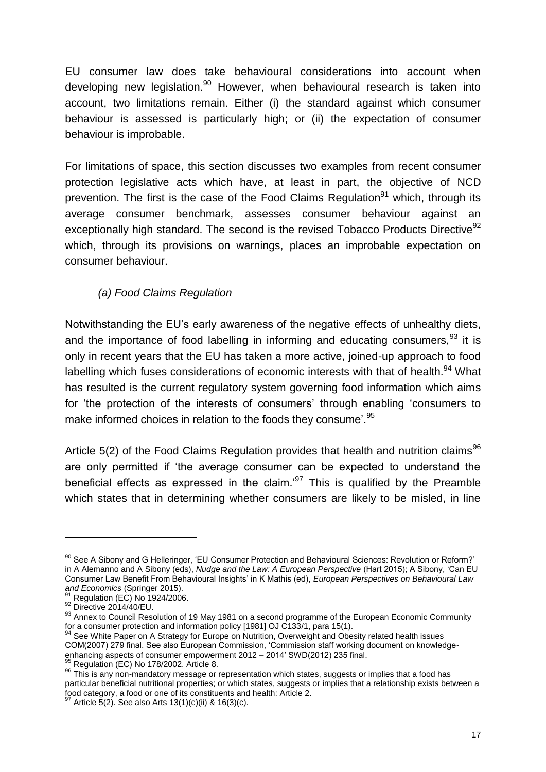EU consumer law does take behavioural considerations into account when developing new legislation.[90] However, when behavioural research is taken into account, two limitations remain. Either (i) the standard against which consumer behaviour is assessed is particularly high; or (ii) the expectation of consumer behaviour is improbable.

For limitations of space, this section discusses two examples from recent consumer protection legislative acts which have, at least in part, the objective of NCD prevention. The first is the case of the Food Claims Regulation[91] which, through its average consumer benchmark, assesses consumer behaviour against an exceptionally high standard. The second is the revised Tobacco Products Directive[92] which, through its provisions on warnings, places an improbable expectation on consumer behaviour.

### *(a) Food Claims Regulation*

Notwithstanding the EU's early awareness of the negative effects of unhealthy diets, and the importance of food labelling in informing and educating consumers,[93] it is only in recent years that the EU has taken a more active, joined-up approach to food labelling which fuses considerations of economic interests with that of health.[94] What has resulted is the current regulatory system governing food information which aims for 'the protection of the interests of consumers' through enabling 'consumers to make informed choices in relation to the foods they consume'.[95]

Article 5(2) of the Food Claims Regulation provides that health and nutrition claims[96] are only permitted if 'the average consumer can be expected to understand the beneficial effects as expressed in the claim.'[97] This is qualified by the Preamble which states that in determining whether consumers are likely to be misled, in line

---

[90] See A Sibony and G Helleringer, 'EU Consumer Protection and Behavioural Sciences: Revolution or Reform?' in A Alemanno and A Sibony (eds), *Nudge and the Law: A European Perspective* (Hart 2015); A Sibony, 'Can EU Consumer Law Benefit From Behavioural Insights' in K Mathis (ed), *European Perspectives on Behavioural Law and Economics* (Springer 2015).

[91] Regulation (EC) No 1924/2006.

[92] Directive 2014/40/EU.

[93] Annex to Council Resolution of 19 May 1981 on a second programme of the European Economic Community for a consumer protection and information policy [1981] OJ C133/1, para 15(1).

[94] See White Paper on A Strategy for Europe on Nutrition, Overweight and Obesity related health issues COM(2007) 279 final. See also European Commission, 'Commission staff working document on knowledge-enhancing aspects of consumer empowerment 2012 – 2014' SWD(2012) 235 final.

[95] Regulation (EC) No 178/2002, Article 8.

[96] This is any non-mandatory message or representation which states, suggests or implies that a food has particular beneficial nutritional properties; or which states, suggests or implies that a relationship exists between a food category, a food or one of its constituents and health: Article 2.

[97] Article 5(2). See also Arts 13(1)(c)(ii) & 16(3)(c).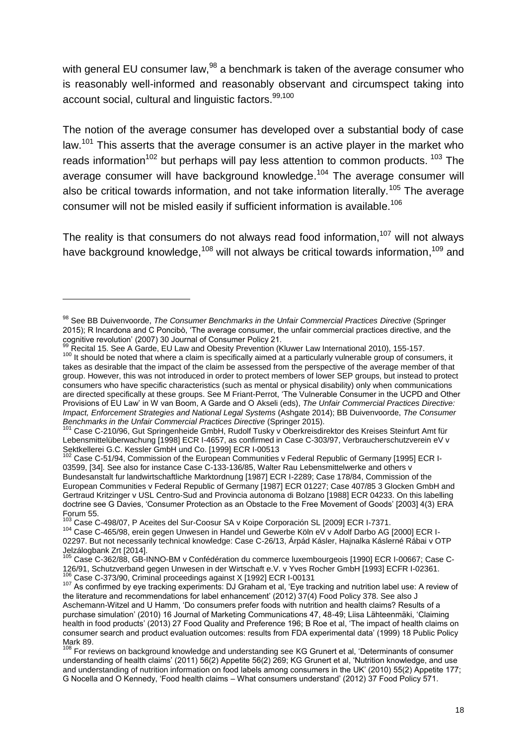with general EU consumer law,[98] a benchmark is taken of the average consumer who is reasonably well-informed and reasonably observant and circumspect taking into account social, cultural and linguistic factors.[99,100]

The notion of the average consumer has developed over a substantial body of case law.[101] This asserts that the average consumer is an active player in the market who reads information[102] but perhaps will pay less attention to common products. [103] The average consumer will have background knowledge.[104] The average consumer will also be critical towards information, and not take information literally.[105] The average consumer will not be misled easily if sufficient information is available.[106]

The reality is that consumers do not always read food information,[107] will not always have background knowledge,[108] will not always be critical towards information,[109] and

---

[98] See BB Duivenvoorde, *The Consumer Benchmarks in the Unfair Commercial Practices Directive* (Springer 2015); R Incardona and C Poncibò, 'The average consumer, the unfair commercial practices directive, and the cognitive revolution' (2007) 30 Journal of Consumer Policy 21.

[99] Recital 15. See A Garde, EU Law and Obesity Prevention (Kluwer Law International 2010), 155-157.

[100] It should be noted that where a claim is specifically aimed at a particularly vulnerable group of consumers, it takes as desirable that the impact of the claim be assessed from the perspective of the average member of that group. However, this was not introduced in order to protect members of lower SEP groups, but instead to protect consumers who have specific characteristics (such as mental or physical disability) only when communications are directed specifically at these groups. See M Friant-Perrot, 'The Vulnerable Consumer in the UCPD and Other Provisions of EU Law' in W van Boom, A Garde and O Akseli (eds), *The Unfair Commercial Practices Directive: Impact, Enforcement Strategies and National Legal Systems* (Ashgate 2014); BB Duivenvoorde, *The Consumer Benchmarks in the Unfair Commercial Practices Directive* (Springer 2015).

[101] Case C-210/96, Gut Springenheide GmbH, Rudolf Tusky v Oberkreisdirektor des Kreises Steinfurt Amt für Lebensmittelüberwachung [1998] ECR I-4657, as confirmed in Case C-303/97, Verbraucherschutzverein eV v Sektkellerei G.C. Kessler GmbH und Co. [1999] ECR I-00513

[102] Case C-51/94, Commission of the European Communities v Federal Republic of Germany [1995] ECR I-03599, [34]. See also for instance Case C-133-136/85, Walter Rau Lebensmittelwerke and others v Bundesanstalt fur landwirtschaftliche Marktordnung [1987] ECR I-2289; Case 178/84, Commission of the European Communities v Federal Republic of Germany [1987] ECR 01227; Case 407/85 3 Glocken GmbH and Gertraud Kritzinger v USL Centro-Sud and Provincia autonoma di Bolzano [1988] ECR 04233. On this labelling doctrine see G Davies, 'Consumer Protection as an Obstacle to the Free Movement of Goods' [2003] 4(3) ERA Forum 55.

[103] Case C-498/07, P Aceites del Sur-Coosur SA v Koipe Corporación SL [2009] ECR I-7371.

[104] Case C-465/98, erein gegen Unwesen in Handel und Gewerbe Köln eV v Adolf Darbo AG [2000] ECR I-02297. But not necessarily technical knowledge: Case C-26/13, Árpád Kásler, Hajnalka Káslerné Rábai v OTP Jelzálogbank Zrt [2014].

[105] Case C-362/88, GB-INNO-BM v Confédération du commerce luxembourgeois [1990] ECR I-00667; Case C-126/91, Schutzverband gegen Unwesen in der Wirtschaft e.V. v Yves Rocher GmbH [1993] ECFR I-02361.

[106] Case C-373/90, Criminal proceedings against X [1992] ECR I-00131

[107] As confirmed by eye tracking experiments: DJ Graham et al, 'Eye tracking and nutrition label use: A review of the literature and recommendations for label enhancement' (2012) 37(4) Food Policy 378. See also J Aschemann-Witzel and U Hamm, 'Do consumers prefer foods with nutrition and health claims? Results of a purchase simulation' (2010) 16 Journal of Marketing Communications 47, 48-49; Liisa Lähteenmäki, 'Claiming health in food products' (2013) 27 Food Quality and Preference 196; B Roe et al, 'The impact of health claims on consumer search and product evaluation outcomes: results from FDA experimental data' (1999) 18 Public Policy Mark 89.

[108] For reviews on background knowledge and understanding see KG Grunert et al, 'Determinants of consumer understanding of health claims' (2011) 56(2) Appetite 56(2) 269; KG Grunert et al, 'Nutrition knowledge, and use and understanding of nutrition information on food labels among consumers in the UK' (2010) 55(2) Appetite 177; G Nocella and O Kennedy, 'Food health claims – What consumers understand' (2012) 37 Food Policy 571.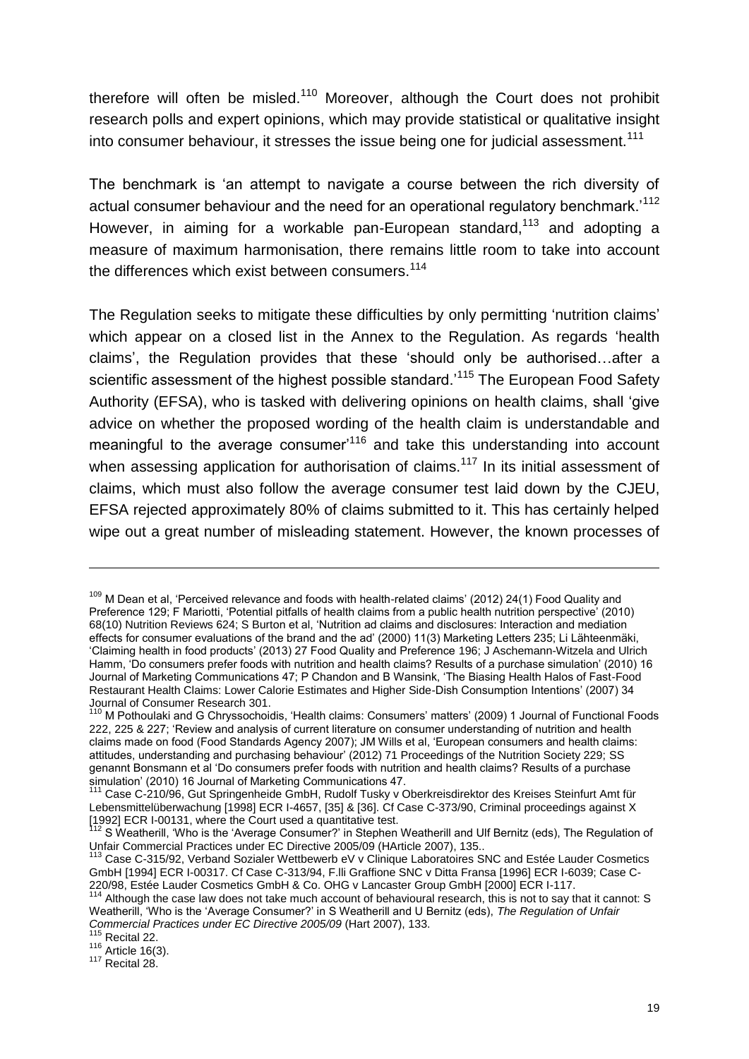therefore will often be misled.[110] Moreover, although the Court does not prohibit research polls and expert opinions, which may provide statistical or qualitative insight into consumer behaviour, it stresses the issue being one for judicial assessment.[111]

The benchmark is 'an attempt to navigate a course between the rich diversity of actual consumer behaviour and the need for an operational regulatory benchmark.'[112] However, in aiming for a workable pan-European standard,[113] and adopting a measure of maximum harmonisation, there remains little room to take into account the differences which exist between consumers.[114]

The Regulation seeks to mitigate these difficulties by only permitting 'nutrition claims' which appear on a closed list in the Annex to the Regulation. As regards 'health claims', the Regulation provides that these 'should only be authorised…after a scientific assessment of the highest possible standard.'[115] The European Food Safety Authority (EFSA), who is tasked with delivering opinions on health claims, shall 'give advice on whether the proposed wording of the health claim is understandable and meaningful to the average consumer'[116] and take this understanding into account when assessing application for authorisation of claims.[117] In its initial assessment of claims, which must also follow the average consumer test laid down by the CJEU, EFSA rejected approximately 80% of claims submitted to it. This has certainly helped wipe out a great number of misleading statement. However, the known processes of

---

[109] M Dean et al, 'Perceived relevance and foods with health-related claims' (2012) 24(1) Food Quality and Preference 129; F Mariotti, 'Potential pitfalls of health claims from a public health nutrition perspective' (2010) 68(10) Nutrition Reviews 624; S Burton et al, 'Nutrition ad claims and disclosures: Interaction and mediation effects for consumer evaluations of the brand and the ad' (2000) 11(3) Marketing Letters 235; Li Lähteenmäki, 'Claiming health in food products' (2013) 27 Food Quality and Preference 196; J Aschemann-Witzela and Ulrich Hamm, 'Do consumers prefer foods with nutrition and health claims? Results of a purchase simulation' (2010) 16 Journal of Marketing Communications 47; P Chandon and B Wansink, 'The Biasing Health Halos of Fast-Food Restaurant Health Claims: Lower Calorie Estimates and Higher Side-Dish Consumption Intentions' (2007) 34 Journal of Consumer Research 301.

[110] M Pothoulaki and G Chryssochoidis, 'Health claims: Consumers' matters' (2009) 1 Journal of Functional Foods 222, 225 & 227; 'Review and analysis of current literature on consumer understanding of nutrition and health claims made on food (Food Standards Agency 2007); JM Wills et al, 'European consumers and health claims: attitudes, understanding and purchasing behaviour' (2012) 71 Proceedings of the Nutrition Society 229; SS genannt Bonsmann et al 'Do consumers prefer foods with nutrition and health claims? Results of a purchase simulation' (2010) 16 Journal of Marketing Communications 47.

[111] Case C-210/96, Gut Springenheide GmbH, Rudolf Tusky v Oberkreisdirektor des Kreises Steinfurt Amt für Lebensmittelüberwachung [1998] ECR I-4657, [35] & [36]. Cf Case C-373/90, Criminal proceedings against X [1992] ECR I-00131, where the Court used a quantitative test.

[112] S Weatherill, 'Who is the 'Average Consumer?' in Stephen Weatherill and Ulf Bernitz (eds), The Regulation of Unfair Commercial Practices under EC Directive 2005/09 (HArticle 2007), 135..

[113] Case C-315/92, Verband Sozialer Wettbewerb eV v Clinique Laboratoires SNC and Estée Lauder Cosmetics GmbH [1994] ECR I-00317. Cf Case C-313/94, F.lli Graffione SNC v Ditta Fransa [1996] ECR I-6039; Case C-220/98, Estée Lauder Cosmetics GmbH & Co. OHG v Lancaster Group GmbH [2000] ECR I-117.

[114] Although the case law does not take much account of behavioural research, this is not to say that it cannot: S Weatherill, 'Who is the 'Average Consumer?' in S Weatherill and U Bernitz (eds), *The Regulation of Unfair Commercial Practices under EC Directive 2005/09* (Hart 2007), 133.

[115] Recital 22.

[116] Article 16(3).

[117] Recital 28.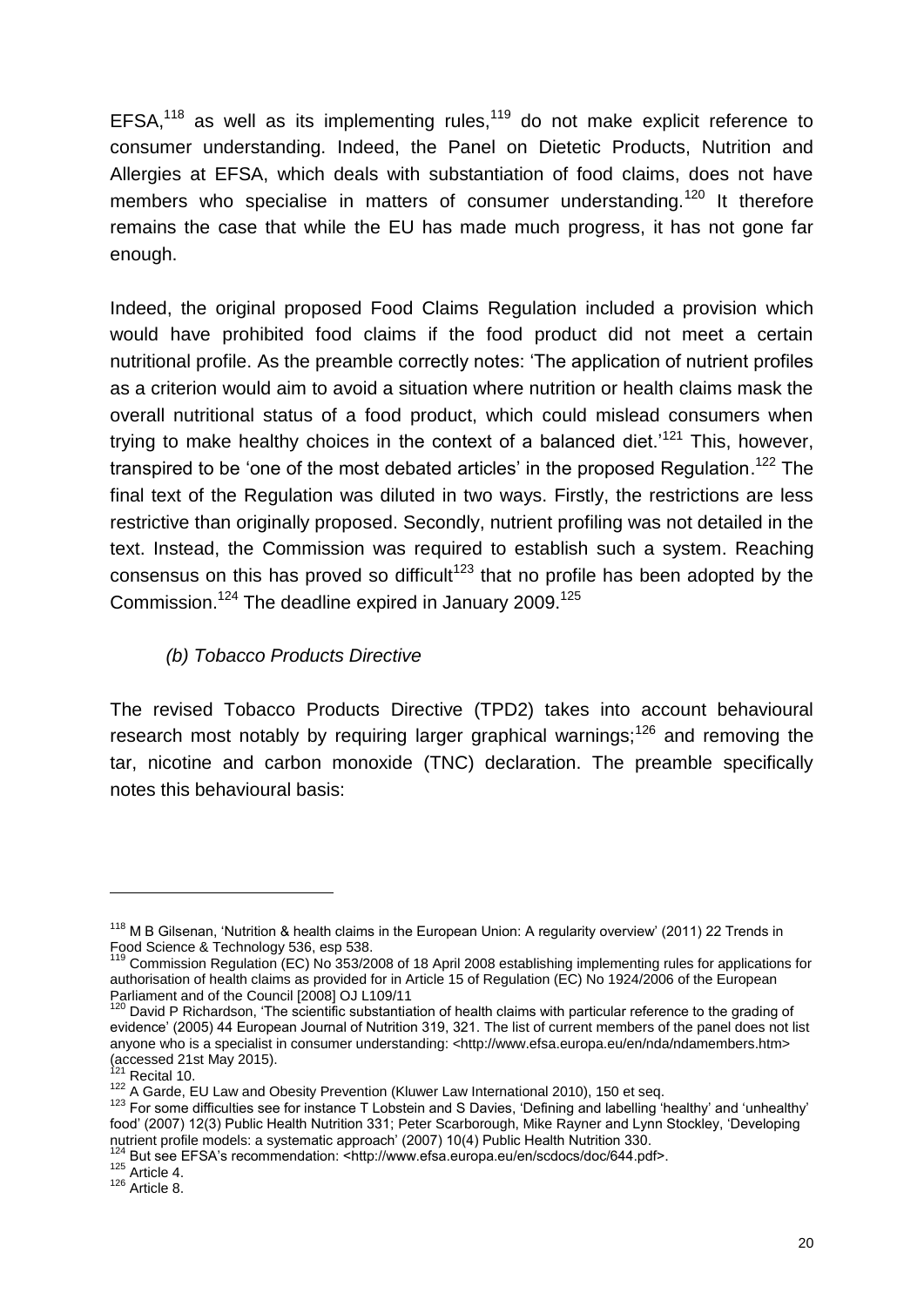EFSA,[118] as well as its implementing rules,[119] do not make explicit reference to consumer understanding. Indeed, the Panel on Dietetic Products, Nutrition and Allergies at EFSA, which deals with substantiation of food claims, does not have members who specialise in matters of consumer understanding.[120] It therefore remains the case that while the EU has made much progress, it has not gone far enough.

Indeed, the original proposed Food Claims Regulation included a provision which would have prohibited food claims if the food product did not meet a certain nutritional profile. As the preamble correctly notes: 'The application of nutrient profiles as a criterion would aim to avoid a situation where nutrition or health claims mask the overall nutritional status of a food product, which could mislead consumers when trying to make healthy choices in the context of a balanced diet.'[121] This, however, transpired to be 'one of the most debated articles' in the proposed Regulation.[122] The final text of the Regulation was diluted in two ways. Firstly, the restrictions are less restrictive than originally proposed. Secondly, nutrient profiling was not detailed in the text. Instead, the Commission was required to establish such a system. Reaching consensus on this has proved so difficult[123] that no profile has been adopted by the Commission.[124] The deadline expired in January 2009.[125]

### *(b) Tobacco Products Directive*

The revised Tobacco Products Directive (TPD2) takes into account behavioural research most notably by requiring larger graphical warnings;[126] and removing the tar, nicotine and carbon monoxide (TNC) declaration. The preamble specifically notes this behavioural basis:

---

[118] M B Gilsenan, 'Nutrition & health claims in the European Union: A regularity overview' (2011) 22 Trends in Food Science & Technology 536, esp 538.

[119] Commission Regulation (EC) No 353/2008 of 18 April 2008 establishing implementing rules for applications for authorisation of health claims as provided for in Article 15 of Regulation (EC) No 1924/2006 of the European Parliament and of the Council [2008] OJ L109/11

[120] David P Richardson, 'The scientific substantiation of health claims with particular reference to the grading of evidence' (2005) 44 European Journal of Nutrition 319, 321. The list of current members of the panel does not list anyone who is a specialist in consumer understanding: <http://www.efsa.europa.eu/en/nda/ndamembers.htm> (accessed 21st May 2015).

[121] Recital 10.

[122] A Garde, EU Law and Obesity Prevention (Kluwer Law International 2010), 150 et seq.

[123] For some difficulties see for instance T Lobstein and S Davies, 'Defining and labelling 'healthy' and 'unhealthy' food' (2007) 12(3) Public Health Nutrition 331; Peter Scarborough, Mike Rayner and Lynn Stockley, 'Developing nutrient profile models: a systematic approach' (2007) 10(4) Public Health Nutrition 330.

[124] But see EFSA's recommendation: <http://www.efsa.europa.eu/en/scdocs/doc/644.pdf>.

[125] Article 4.

[126] Article 8.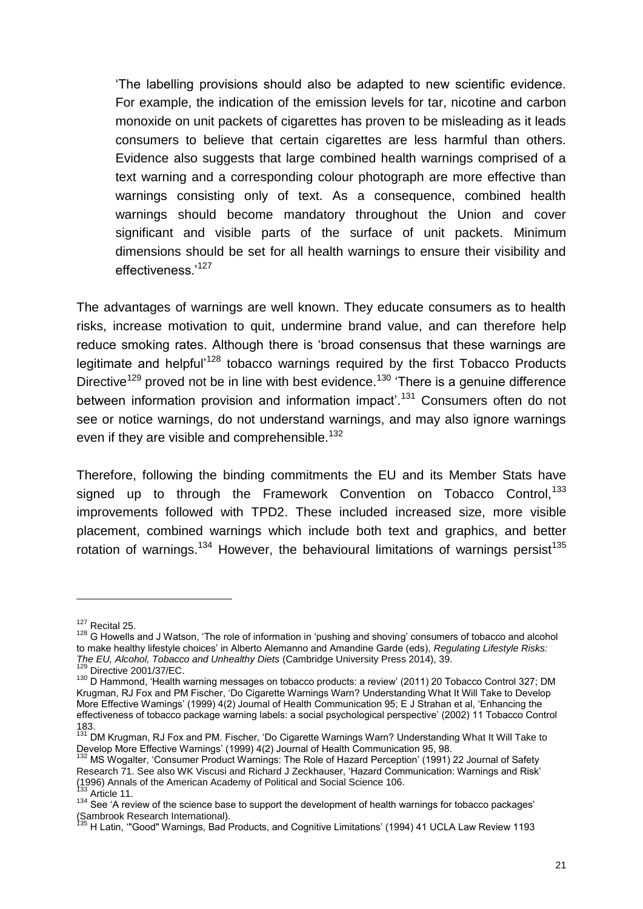> 'The labelling provisions should also be adapted to new scientific evidence. For example, the indication of the emission levels for tar, nicotine and carbon monoxide on unit packets of cigarettes has proven to be misleading as it leads consumers to believe that certain cigarettes are less harmful than others. Evidence also suggests that large combined health warnings comprised of a text warning and a corresponding colour photograph are more effective than warnings consisting only of text. As a consequence, combined health warnings should become mandatory throughout the Union and cover significant and visible parts of the surface of unit packets. Minimum dimensions should be set for all health warnings to ensure their visibility and effectiveness.'[127]

The advantages of warnings are well known. They educate consumers as to health risks, increase motivation to quit, undermine brand value, and can therefore help reduce smoking rates. Although there is 'broad consensus that these warnings are legitimate and helpful'[128] tobacco warnings required by the first Tobacco Products Directive[129] proved not be in line with best evidence.[130] 'There is a genuine difference between information provision and information impact'.[131] Consumers often do not see or notice warnings, do not understand warnings, and may also ignore warnings even if they are visible and comprehensible.[132]

Therefore, following the binding commitments the EU and its Member Stats have signed up to through the Framework Convention on Tobacco Control,[133] improvements followed with TPD2. These included increased size, more visible placement, combined warnings which include both text and graphics, and better rotation of warnings.[134] However, the behavioural limitations of warnings persist[135]

---

[127] Recital 25.

[128] G Howells and J Watson, 'The role of information in 'pushing and shoving' consumers of tobacco and alcohol to make healthy lifestyle choices' in Alberto Alemanno and Amandine Garde (eds), *Regulating Lifestyle Risks: The EU, Alcohol, Tobacco and Unhealthy Diets* (Cambridge University Press 2014), 39.

[129] Directive 2001/37/EC.

[130] D Hammond, 'Health warning messages on tobacco products: a review' (2011) 20 Tobacco Control 327; DM Krugman, RJ Fox and PM Fischer, 'Do Cigarette Warnings Warn? Understanding What It Will Take to Develop More Effective Warnings' (1999) 4(2) Journal of Health Communication 95; E J Strahan et al, 'Enhancing the effectiveness of tobacco package warning labels: a social psychological perspective' (2002) 11 Tobacco Control 183.

[131] DM Krugman, RJ Fox and PM. Fischer, 'Do Cigarette Warnings Warn? Understanding What It Will Take to Develop More Effective Warnings' (1999) 4(2) Journal of Health Communication 95, 98.

[132] MS Wogalter, 'Consumer Product Warnings: The Role of Hazard Perception' (1991) 22 Journal of Safety Research 71. See also WK Viscusi and Richard J Zeckhauser, 'Hazard Communication: Warnings and Risk' (1996) Annals of the American Academy of Political and Social Science 106.

[133] Article 11.

[134] See 'A review of the science base to support the development of health warnings for tobacco packages' (Sambrook Research International).

[135] H Latin, '"Good" Warnings, Bad Products, and Cognitive Limitations' (1994) 41 UCLA Law Review 1193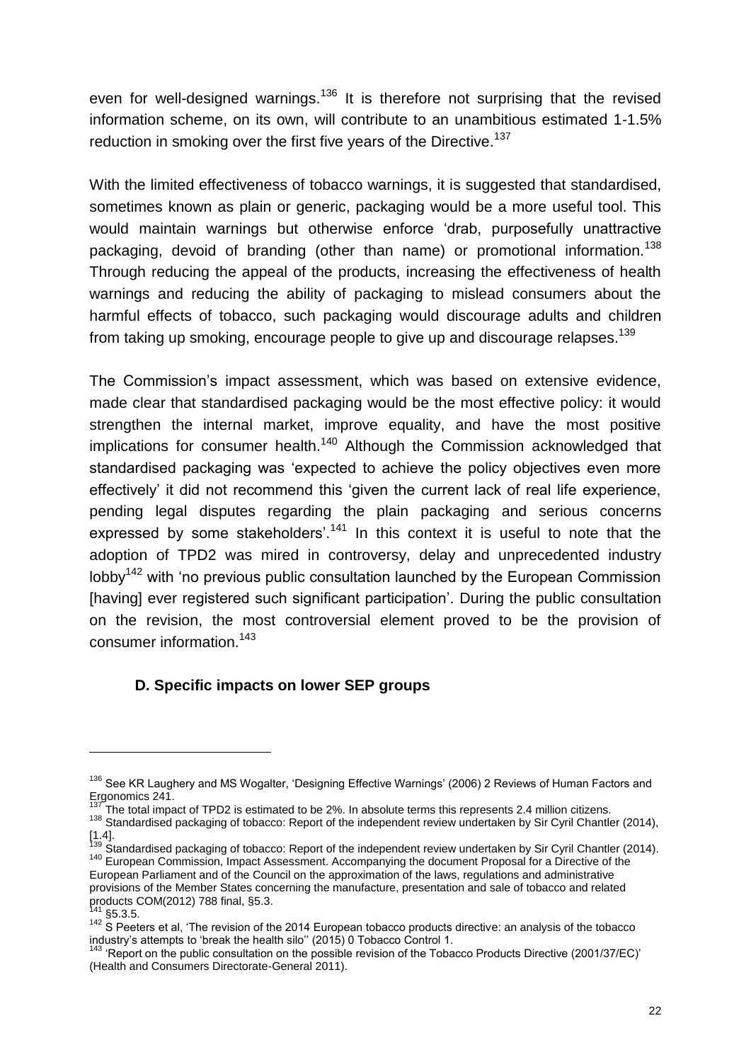even for well-designed warnings.[136] It is therefore not surprising that the revised information scheme, on its own, will contribute to an unambitious estimated 1-1.5% reduction in smoking over the first five years of the Directive.[137]

With the limited effectiveness of tobacco warnings, it is suggested that standardised, sometimes known as plain or generic, packaging would be a more useful tool. This would maintain warnings but otherwise enforce 'drab, purposefully unattractive packaging, devoid of branding (other than name) or promotional information.[138] Through reducing the appeal of the products, increasing the effectiveness of health warnings and reducing the ability of packaging to mislead consumers about the harmful effects of tobacco, such packaging would discourage adults and children from taking up smoking, encourage people to give up and discourage relapses.[139]

The Commission's impact assessment, which was based on extensive evidence, made clear that standardised packaging would be the most effective policy: it would strengthen the internal market, improve equality, and have the most positive implications for consumer health.[140] Although the Commission acknowledged that standardised packaging was 'expected to achieve the policy objectives even more effectively' it did not recommend this 'given the current lack of real life experience, pending legal disputes regarding the plain packaging and serious concerns expressed by some stakeholders'.[141] In this context it is useful to note that the adoption of TPD2 was mired in controversy, delay and unprecedented industry lobby[142] with 'no previous public consultation launched by the European Commission [having] ever registered such significant participation'. During the public consultation on the revision, the most controversial element proved to be the provision of consumer information.[143]

### D. Specific impacts on lower SEP groups

---

[136] See KR Laughery and MS Wogalter, 'Designing Effective Warnings' (2006) 2 Reviews of Human Factors and Ergonomics 241.

[137] The total impact of TPD2 is estimated to be 2%. In absolute terms this represents 2.4 million citizens.

[138] Standardised packaging of tobacco: Report of the independent review undertaken by Sir Cyril Chantler (2014), [1.4].

[139] Standardised packaging of tobacco: Report of the independent review undertaken by Sir Cyril Chantler (2014).

[140] European Commission, Impact Assessment. Accompanying the document Proposal for a Directive of the European Parliament and of the Council on the approximation of the laws, regulations and administrative provisions of the Member States concerning the manufacture, presentation and sale of tobacco and related products COM(2012) 788 final, §5.3.

[141] §5.3.5.

[142] S Peeters et al, 'The revision of the 2014 European tobacco products directive: an analysis of the tobacco industry's attempts to 'break the health silo'' (2015) 0 Tobacco Control 1.

[143] 'Report on the public consultation on the possible revision of the Tobacco Products Directive (2001/37/EC)' (Health and Consumers Directorate-General 2011).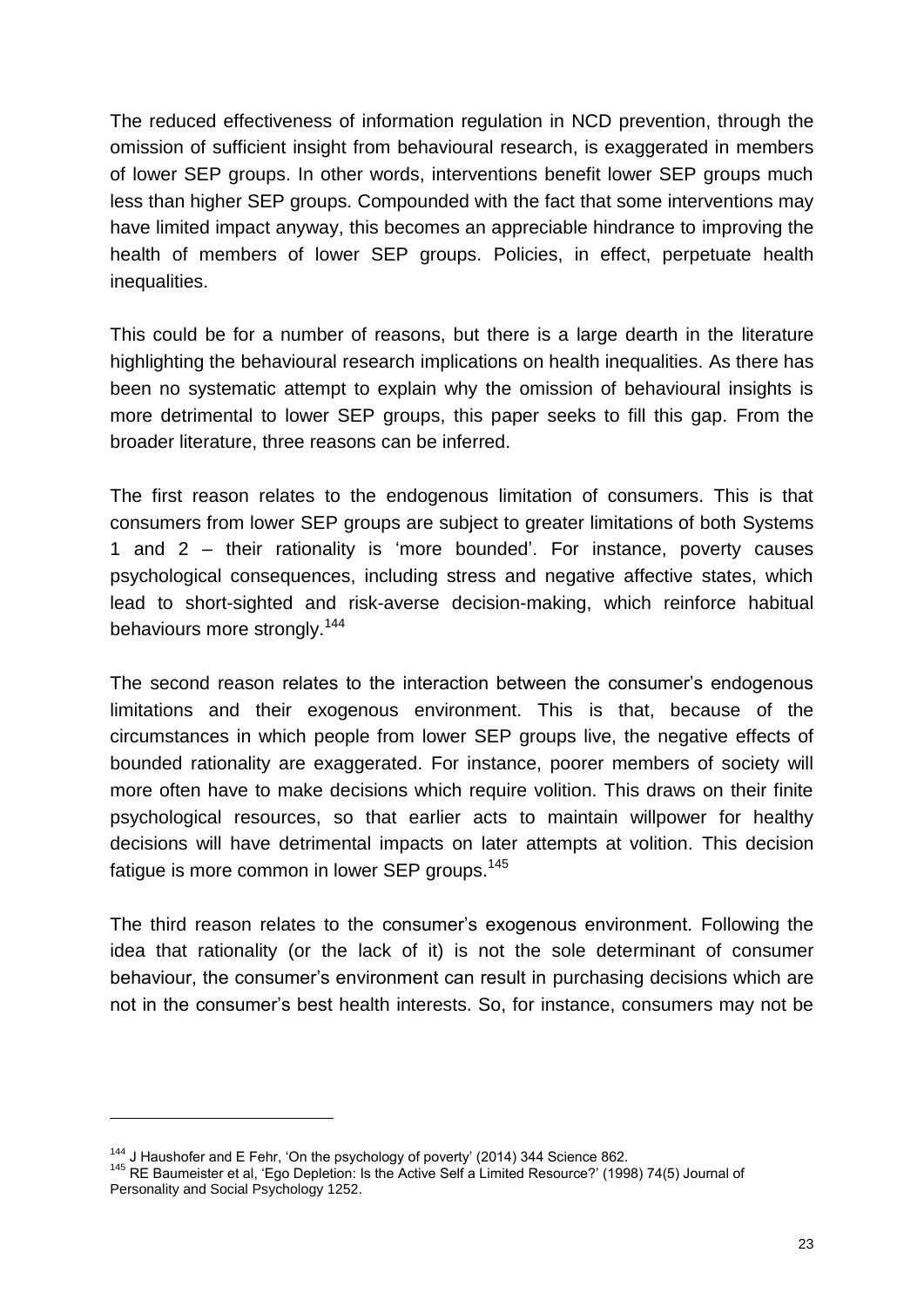The reduced effectiveness of information regulation in NCD prevention, through the omission of sufficient insight from behavioural research, is exaggerated in members of lower SEP groups. In other words, interventions benefit lower SEP groups much less than higher SEP groups. Compounded with the fact that some interventions may have limited impact anyway, this becomes an appreciable hindrance to improving the health of members of lower SEP groups. Policies, in effect, perpetuate health inequalities.

This could be for a number of reasons, but there is a large dearth in the literature highlighting the behavioural research implications on health inequalities. As there has been no systematic attempt to explain why the omission of behavioural insights is more detrimental to lower SEP groups, this paper seeks to fill this gap. From the broader literature, three reasons can be inferred.

The first reason relates to the endogenous limitation of consumers. This is that consumers from lower SEP groups are subject to greater limitations of both Systems 1 and 2 – their rationality is 'more bounded'. For instance, poverty causes psychological consequences, including stress and negative affective states, which lead to short-sighted and risk-averse decision-making, which reinforce habitual behaviours more strongly.[144]

The second reason relates to the interaction between the consumer's endogenous limitations and their exogenous environment. This is that, because of the circumstances in which people from lower SEP groups live, the negative effects of bounded rationality are exaggerated. For instance, poorer members of society will more often have to make decisions which require volition. This draws on their finite psychological resources, so that earlier acts to maintain willpower for healthy decisions will have detrimental impacts on later attempts at volition. This decision fatigue is more common in lower SEP groups.[145]

The third reason relates to the consumer's exogenous environment. Following the idea that rationality (or the lack of it) is not the sole determinant of consumer behaviour, the consumer's environment can result in purchasing decisions which are not in the consumer's best health interests. So, for instance, consumers may not be

---

[144] J Haushofer and E Fehr, 'On the psychology of poverty' (2014) 344 Science 862.

[145] RE Baumeister et al, 'Ego Depletion: Is the Active Self a Limited Resource?' (1998) 74(5) Journal of Personality and Social Psychology 1252.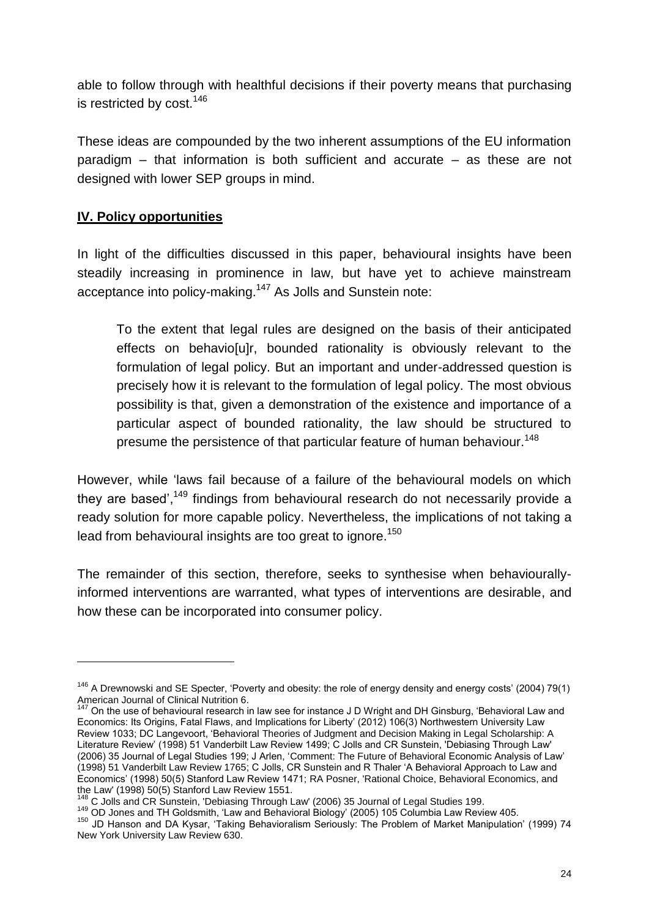able to follow through with healthful decisions if their poverty means that purchasing is restricted by cost.[146]

These ideas are compounded by the two inherent assumptions of the EU information paradigm – that information is both sufficient and accurate – as these are not designed with lower SEP groups in mind.

## IV. Policy opportunities

In light of the difficulties discussed in this paper, behavioural insights have been steadily increasing in prominence in law, but have yet to achieve mainstream acceptance into policy-making.[147] As Jolls and Sunstein note:

> To the extent that legal rules are designed on the basis of their anticipated effects on behavio[u]r, bounded rationality is obviously relevant to the formulation of legal policy. But an important and under-addressed question is precisely how it is relevant to the formulation of legal policy. The most obvious possibility is that, given a demonstration of the existence and importance of a particular aspect of bounded rationality, the law should be structured to presume the persistence of that particular feature of human behaviour.[148]

However, while 'laws fail because of a failure of the behavioural models on which they are based',[149] findings from behavioural research do not necessarily provide a ready solution for more capable policy. Nevertheless, the implications of not taking a lead from behavioural insights are too great to ignore.[150]

The remainder of this section, therefore, seeks to synthesise when behaviourally-informed interventions are warranted, what types of interventions are desirable, and how these can be incorporated into consumer policy.

---

[146] A Drewnowski and SE Specter, 'Poverty and obesity: the role of energy density and energy costs' (2004) 79(1) American Journal of Clinical Nutrition 6.

[147] On the use of behavioural research in law see for instance J D Wright and DH Ginsburg, 'Behavioral Law and Economics: Its Origins, Fatal Flaws, and Implications for Liberty' (2012) 106(3) Northwestern University Law Review 1033; DC Langevoort, 'Behavioral Theories of Judgment and Decision Making in Legal Scholarship: A Literature Review' (1998) 51 Vanderbilt Law Review 1499; C Jolls and CR Sunstein, 'Debiasing Through Law' (2006) 35 Journal of Legal Studies 199; J Arlen, 'Comment: The Future of Behavioral Economic Analysis of Law' (1998) 51 Vanderbilt Law Review 1765; C Jolls, CR Sunstein and R Thaler 'A Behavioral Approach to Law and Economics' (1998) 50(5) Stanford Law Review 1471; RA Posner, 'Rational Choice, Behavioral Economics, and the Law' (1998) 50(5) Stanford Law Review 1551.

[148] C Jolls and CR Sunstein, 'Debiasing Through Law' (2006) 35 Journal of Legal Studies 199.

[149] OD Jones and TH Goldsmith, 'Law and Behavioral Biology' (2005) 105 Columbia Law Review 405.

[150] JD Hanson and DA Kysar, 'Taking Behavioralism Seriously: The Problem of Market Manipulation' (1999) 74 New York University Law Review 630.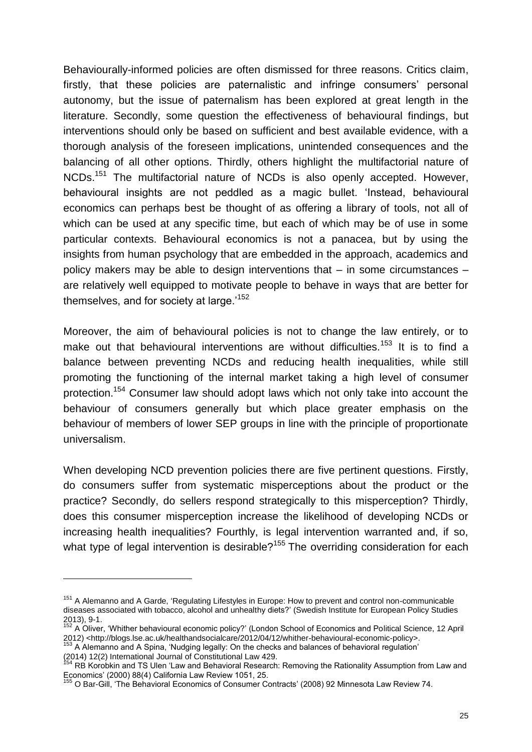Behaviourally-informed policies are often dismissed for three reasons. Critics claim, firstly, that these policies are paternalistic and infringe consumers' personal autonomy, but the issue of paternalism has been explored at great length in the literature. Secondly, some question the effectiveness of behavioural findings, but interventions should only be based on sufficient and best available evidence, with a thorough analysis of the foreseen implications, unintended consequences and the balancing of all other options. Thirdly, others highlight the multifactorial nature of NCDs.[151] The multifactorial nature of NCDs is also openly accepted. However, behavioural insights are not peddled as a magic bullet. 'Instead, behavioural economics can perhaps best be thought of as offering a library of tools, not all of which can be used at any specific time, but each of which may be of use in some particular contexts. Behavioural economics is not a panacea, but by using the insights from human psychology that are embedded in the approach, academics and policy makers may be able to design interventions that – in some circumstances – are relatively well equipped to motivate people to behave in ways that are better for themselves, and for society at large.'[152]

Moreover, the aim of behavioural policies is not to change the law entirely, or to make out that behavioural interventions are without difficulties.[153] It is to find a balance between preventing NCDs and reducing health inequalities, while still promoting the functioning of the internal market taking a high level of consumer protection.[154] Consumer law should adopt laws which not only take into account the behaviour of consumers generally but which place greater emphasis on the behaviour of members of lower SEP groups in line with the principle of proportionate universalism.

When developing NCD prevention policies there are five pertinent questions. Firstly, do consumers suffer from systematic misperceptions about the product or the practice? Secondly, do sellers respond strategically to this misperception? Thirdly, does this consumer misperception increase the likelihood of developing NCDs or increasing health inequalities? Fourthly, is legal intervention warranted and, if so, what type of legal intervention is desirable?[155] The overriding consideration for each

---

[151] A Alemanno and A Garde, 'Regulating Lifestyles in Europe: How to prevent and control non-communicable diseases associated with tobacco, alcohol and unhealthy diets?' (Swedish Institute for European Policy Studies 2013), 9-1.

[152] A Oliver, 'Whither behavioural economic policy?' (London School of Economics and Political Science, 12 April 2012) <http://blogs.lse.ac.uk/healthandsocialcare/2012/04/12/whither-behavioural-economic-policy>.

[153] A Alemanno and A Spina, 'Nudging legally: On the checks and balances of behavioral regulation' (2014) 12(2) International Journal of Constitutional Law 429.

[154] RB Korobkin and TS Ulen 'Law and Behavioral Research: Removing the Rationality Assumption from Law and Economics' (2000) 88(4) California Law Review 1051, 25.

[155] O Bar-Gill, 'The Behavioral Economics of Consumer Contracts' (2008) 92 Minnesota Law Review 74.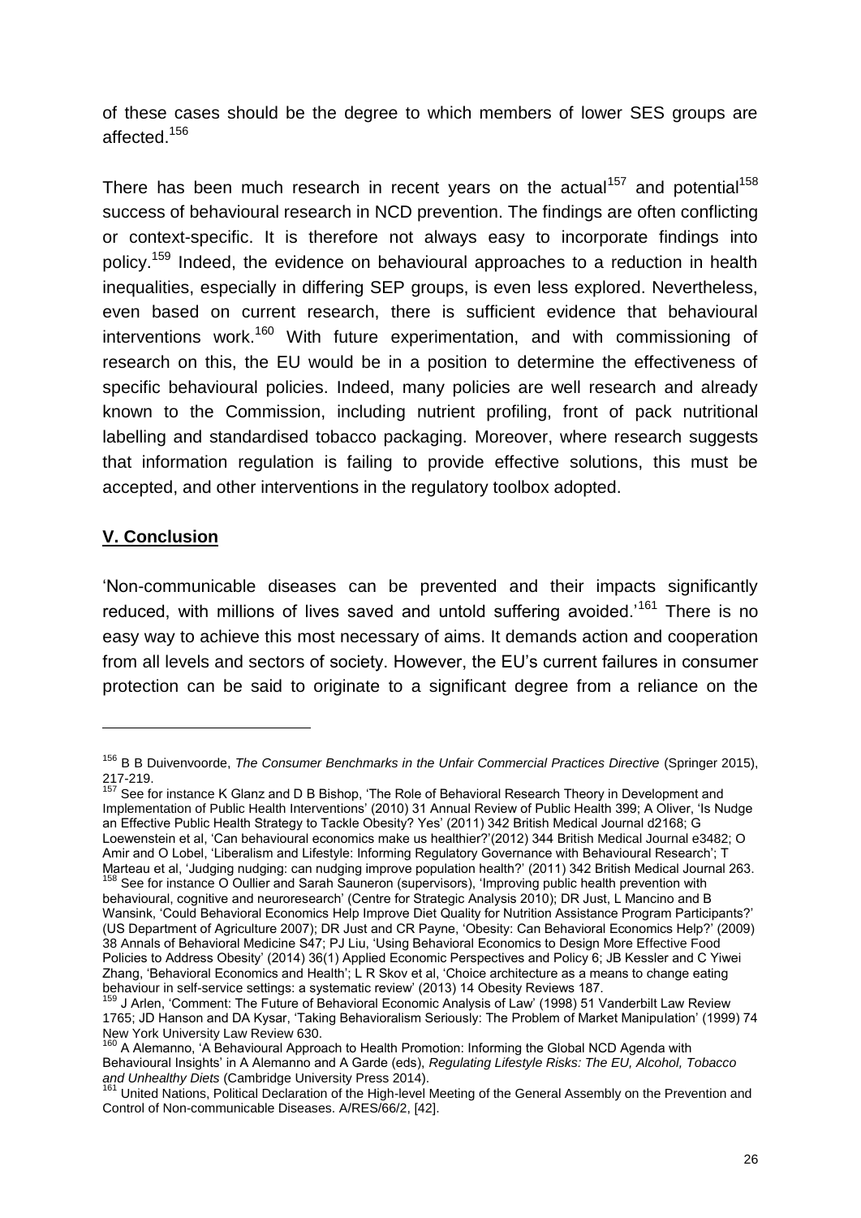of these cases should be the degree to which members of lower SES groups are affected.[156]

There has been much research in recent years on the actual[157] and potential[158] success of behavioural research in NCD prevention. The findings are often conflicting or context-specific. It is therefore not always easy to incorporate findings into policy.[159] Indeed, the evidence on behavioural approaches to a reduction in health inequalities, especially in differing SEP groups, is even less explored. Nevertheless, even based on current research, there is sufficient evidence that behavioural interventions work.[160] With future experimentation, and with commissioning of research on this, the EU would be in a position to determine the effectiveness of specific behavioural policies. Indeed, many policies are well research and already known to the Commission, including nutrient profiling, front of pack nutritional labelling and standardised tobacco packaging. Moreover, where research suggests that information regulation is failing to provide effective solutions, this must be accepted, and other interventions in the regulatory toolbox adopted.

## **V. Conclusion**

'Non-communicable diseases can be prevented and their impacts significantly reduced, with millions of lives saved and untold suffering avoided.'[161] There is no easy way to achieve this most necessary of aims. It demands action and cooperation from all levels and sectors of society. However, the EU's current failures in consumer protection can be said to originate to a significant degree from a reliance on the

---

[156] B B Duivenvoorde, *The Consumer Benchmarks in the Unfair Commercial Practices Directive* (Springer 2015), 217-219.

[157] See for instance K Glanz and D B Bishop, 'The Role of Behavioral Research Theory in Development and Implementation of Public Health Interventions' (2010) 31 Annual Review of Public Health 399; A Oliver, 'Is Nudge an Effective Public Health Strategy to Tackle Obesity? Yes' (2011) 342 British Medical Journal d2168; G Loewenstein et al, 'Can behavioural economics make us healthier?'(2012) 344 British Medical Journal e3482; O Amir and O Lobel, 'Liberalism and Lifestyle: Informing Regulatory Governance with Behavioural Research'; T Marteau et al, 'Judging nudging: can nudging improve population health?' (2011) 342 British Medical Journal 263.

[158] See for instance O Oullier and Sarah Sauneron (supervisors), 'Improving public health prevention with behavioural, cognitive and neuroresearch' (Centre for Strategic Analysis 2010); DR Just, L Mancino and B Wansink, 'Could Behavioral Economics Help Improve Diet Quality for Nutrition Assistance Program Participants?' (US Department of Agriculture 2007); DR Just and CR Payne, 'Obesity: Can Behavioral Economics Help?' (2009) 38 Annals of Behavioral Medicine S47; PJ Liu, 'Using Behavioral Economics to Design More Effective Food Policies to Address Obesity' (2014) 36(1) Applied Economic Perspectives and Policy 6; JB Kessler and C Yiwei Zhang, 'Behavioral Economics and Health'; L R Skov et al, 'Choice architecture as a means to change eating behaviour in self-service settings: a systematic review' (2013) 14 Obesity Reviews 187.

[159] J Arlen, 'Comment: The Future of Behavioral Economic Analysis of Law' (1998) 51 Vanderbilt Law Review 1765; JD Hanson and DA Kysar, 'Taking Behavioralism Seriously: The Problem of Market Manipulation' (1999) 74 New York University Law Review 630.

[160] A Alemanno, 'A Behavioural Approach to Health Promotion: Informing the Global NCD Agenda with Behavioural Insights' in A Alemanno and A Garde (eds), *Regulating Lifestyle Risks: The EU, Alcohol, Tobacco and Unhealthy Diets* (Cambridge University Press 2014).

[161] United Nations, Political Declaration of the High-level Meeting of the General Assembly on the Prevention and Control of Non-communicable Diseases. A/RES/66/2, [42].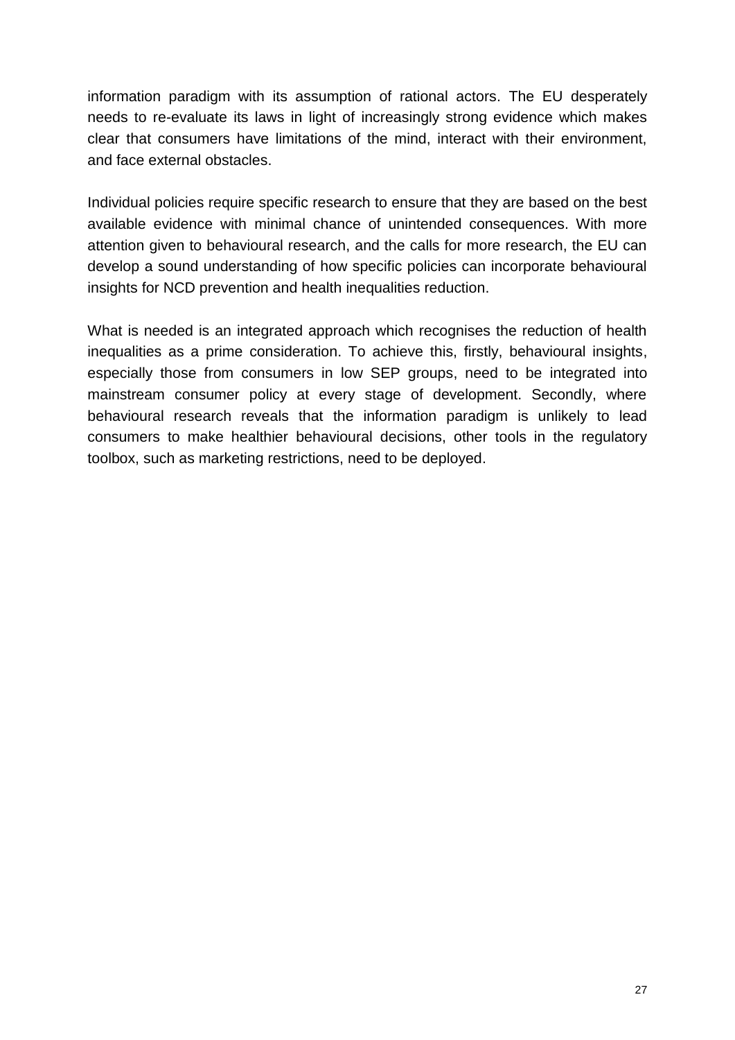information paradigm with its assumption of rational actors. The EU desperately needs to re-evaluate its laws in light of increasingly strong evidence which makes clear that consumers have limitations of the mind, interact with their environment, and face external obstacles.

Individual policies require specific research to ensure that they are based on the best available evidence with minimal chance of unintended consequences. With more attention given to behavioural research, and the calls for more research, the EU can develop a sound understanding of how specific policies can incorporate behavioural insights for NCD prevention and health inequalities reduction.

What is needed is an integrated approach which recognises the reduction of health inequalities as a prime consideration. To achieve this, firstly, behavioural insights, especially those from consumers in low SEP groups, need to be integrated into mainstream consumer policy at every stage of development. Secondly, where behavioural research reveals that the information paradigm is unlikely to lead consumers to make healthier behavioural decisions, other tools in the regulatory toolbox, such as marketing restrictions, need to be deployed.